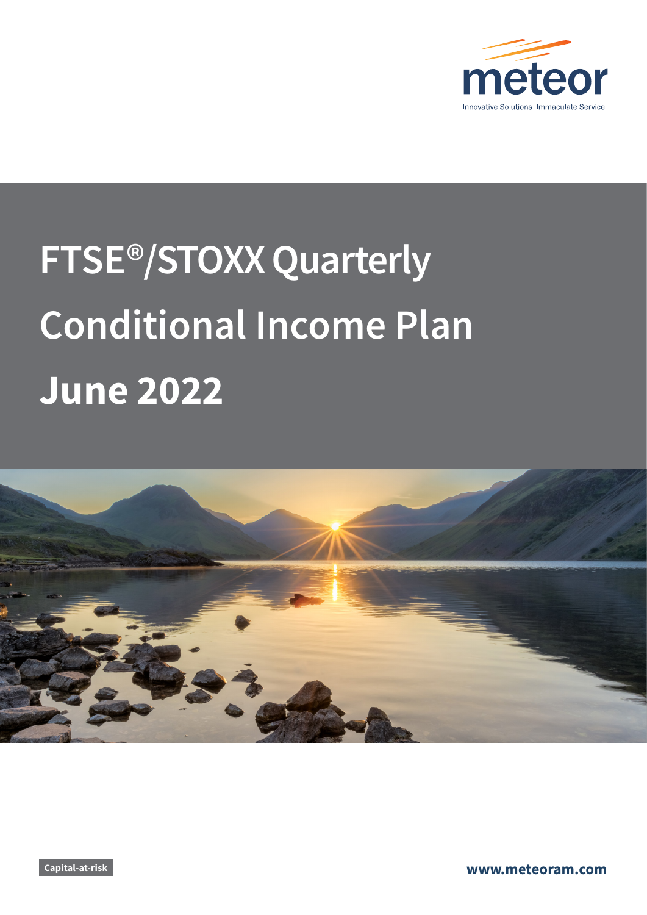meteor

Innovative Solutions. Immaculate Service.

# FTSE®/STOXX Quarterly Conditional Income Plan June 2022

Capital-at-risk

www.meteoram.com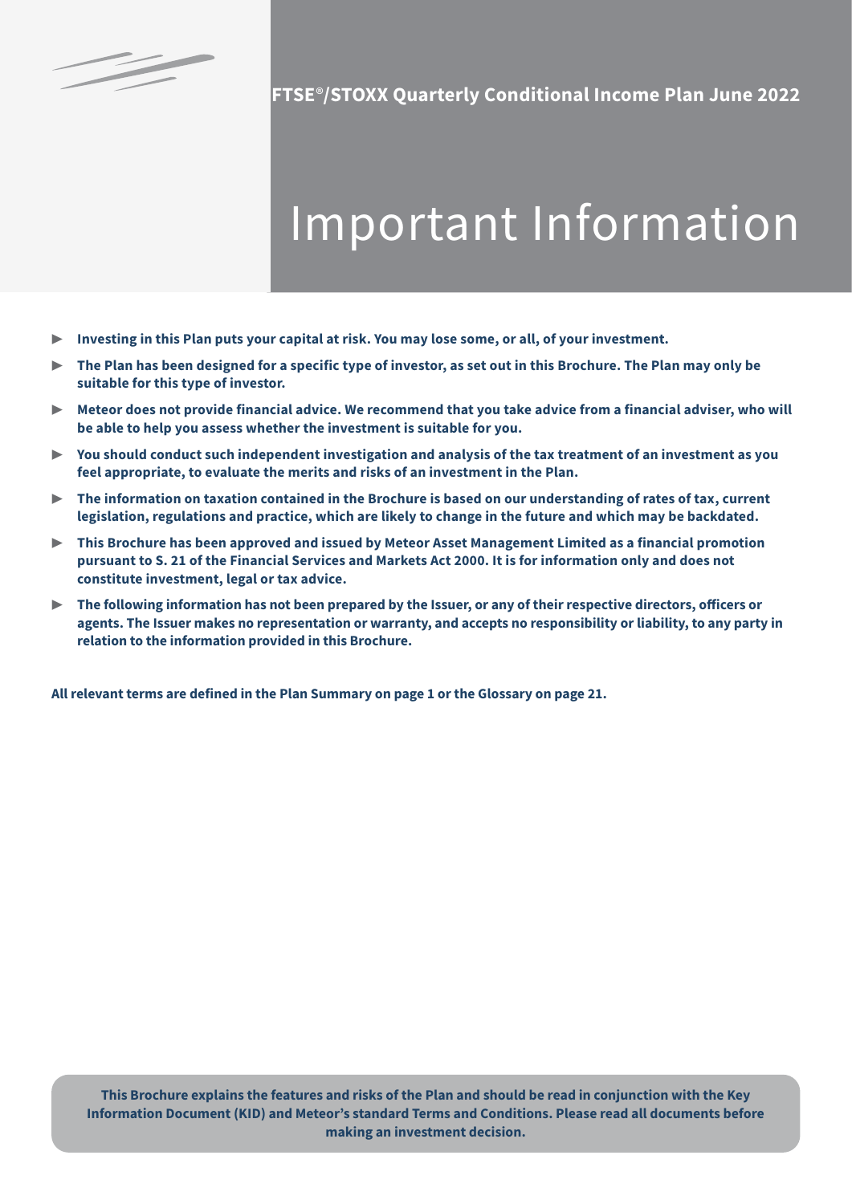**FTSE®/STOXX Quarterly Conditional Income Plan June 2022**

# Important Information

- **Investing in this Plan puts your capital at risk. You may lose some, or all, of your investment.**
- **The Plan has been designed for a specific type of investor, as set out in this Brochure. The Plan may only be suitable for this type of investor.**
- **Meteor does not provide financial advice. We recommend that you take advice from a financial adviser, who will be able to help you assess whether the investment is suitable for you.**
- **You should conduct such independent investigation and analysis of the tax treatment of an investment as you feel appropriate, to evaluate the merits and risks of an investment in the Plan.**
- **The information on taxation contained in the Brochure is based on our understanding of rates of tax, current legislation, regulations and practice, which are likely to change in the future and which may be backdated.**
- **This Brochure has been approved and issued by Meteor Asset Management Limited as a financial promotion pursuant to S. 21 of the Financial Services and Markets Act 2000. It is for information only and does not constitute investment, legal or tax advice.**
- **The following information has not been prepared by the Issuer, or any of their respective directors, officers or agents. The Issuer makes no representation or warranty, and accepts no responsibility or liability, to any party in relation to the information provided in this Brochure.**

**All relevant terms are defined in the Plan Summary on page 1 or the Glossary on page 21.**

**This Brochure explains the features and risks of the Plan and should be read in conjunction with the Key Information Document (KID) and Meteor's standard Terms and Conditions. Please read all documents before making an investment decision.**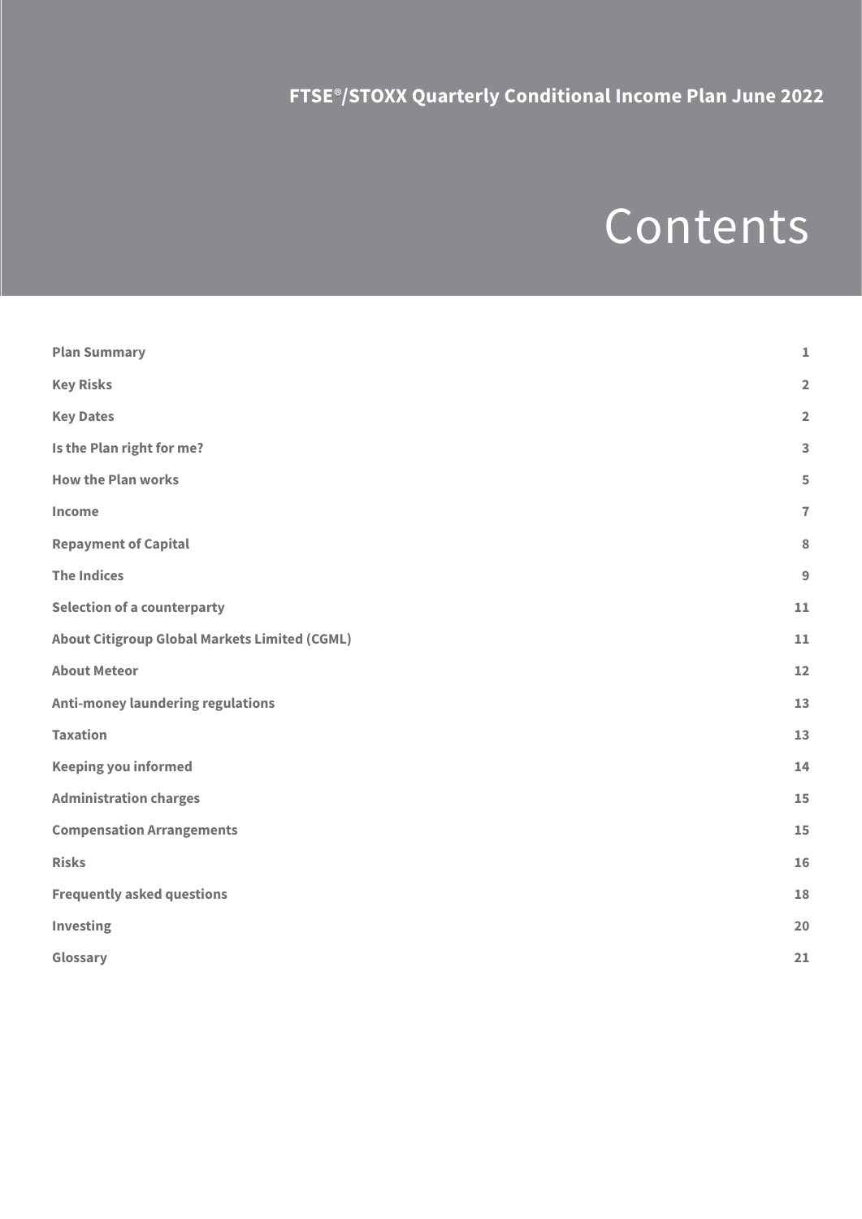FTSE®/STOXX Quarterly Conditional Income Plan June 2022

# Contents

| | |
|---|---|
| **Plan Summary** | **1** |
| **Key Risks** | **2** |
| **Key Dates** | **2** |
| **Is the Plan right for me?** | **3** |
| **How the Plan works** | **5** |
| **Income** | **7** |
| **Repayment of Capital** | **8** |
| **The Indices** | **9** |
| **Selection of a counterparty** | **11** |
| **About Citigroup Global Markets Limited (CGML)** | **11** |
| **About Meteor** | **12** |
| **Anti-money laundering regulations** | **13** |
| **Taxation** | **13** |
| **Keeping you informed** | **14** |
| **Administration charges** | **15** |
| **Compensation Arrangements** | **15** |
| **Risks** | **16** |
| **Frequently asked questions** | **18** |
| **Investing** | **20** |
| **Glossary** | **21** |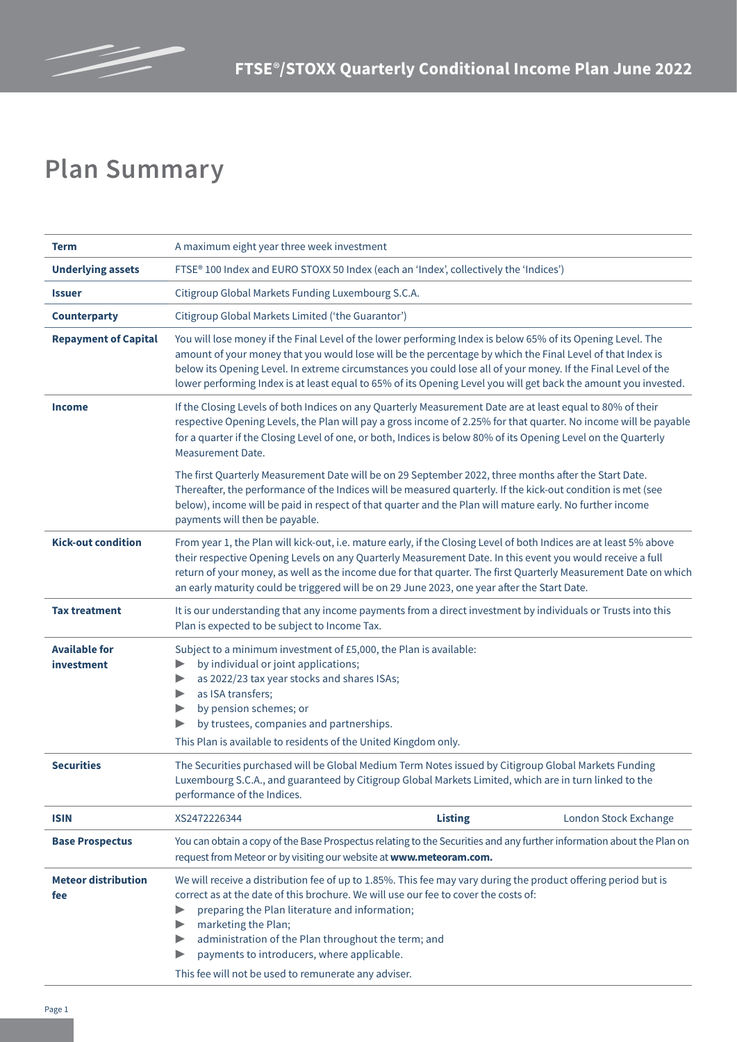# Plan Summary

| | |
|---|---|
| **Term** | A maximum eight year three week investment |
| **Underlying assets** | FTSE® 100 Index and EURO STOXX 50 Index (each an 'Index', collectively the 'Indices') |
| **Issuer** | Citigroup Global Markets Funding Luxembourg S.C.A. |
| **Counterparty** | Citigroup Global Markets Limited ('the Guarantor') |
| **Repayment of Capital** | You will lose money if the Final Level of the lower performing Index is below 65% of its Opening Level. The amount of your money that you would lose will be the percentage by which the Final Level of that Index is below its Opening Level. In extreme circumstances you could lose all of your money. If the Final Level of the lower performing Index is at least equal to 65% of its Opening Level you will get back the amount you invested. |
| **Income** | If the Closing Levels of both Indices on any Quarterly Measurement Date are at least equal to 80% of their respective Opening Levels, the Plan will pay a gross income of 2.25% for that quarter. No income will be payable for a quarter if the Closing Level of one, or both, Indices is below 80% of its Opening Level on the Quarterly Measurement Date.<br><br>The first Quarterly Measurement Date will be on 29 September 2022, three months after the Start Date. Thereafter, the performance of the Indices will be measured quarterly. If the kick-out condition is met (see below), income will be paid in respect of that quarter and the Plan will mature early. No further income payments will then be payable. |
| **Kick-out condition** | From year 1, the Plan will kick-out, i.e. mature early, if the Closing Level of both Indices are at least 5% above their respective Opening Levels on any Quarterly Measurement Date. In this event you would receive a full return of your money, as well as the income due for that quarter. The first Quarterly Measurement Date on which an early maturity could be triggered will be on 29 June 2023, one year after the Start Date. |
| **Tax treatment** | It is our understanding that any income payments from a direct investment by individuals or Trusts into this Plan is expected to be subject to Income Tax. |
| **Available for investment** | Subject to a minimum investment of £5,000, the Plan is available:<br>▶ by individual or joint applications;<br>▶ as 2022/23 tax year stocks and shares ISAs;<br>▶ as ISA transfers;<br>▶ by pension schemes; or<br>▶ by trustees, companies and partnerships.<br>This Plan is available to residents of the United Kingdom only. |
| **Securities** | The Securities purchased will be Global Medium Term Notes issued by Citigroup Global Markets Funding Luxembourg S.C.A., and guaranteed by Citigroup Global Markets Limited, which are in turn linked to the performance of the Indices. |
| **ISIN** | XS2472226344 &nbsp;&nbsp; **Listing** &nbsp;&nbsp; London Stock Exchange |
| **Base Prospectus** | You can obtain a copy of the Base Prospectus relating to the Securities and any further information about the Plan on request from Meteor or by visiting our website at **www.meteoram.com.** |
| **Meteor distribution fee** | We will receive a distribution fee of up to 1.85%. This fee may vary during the product offering period but is correct as at the date of this brochure. We will use our fee to cover the costs of:<br>▶ preparing the Plan literature and information;<br>▶ marketing the Plan;<br>▶ administration of the Plan throughout the term; and<br>▶ payments to introducers, where applicable.<br>This fee will not be used to remunerate any adviser. |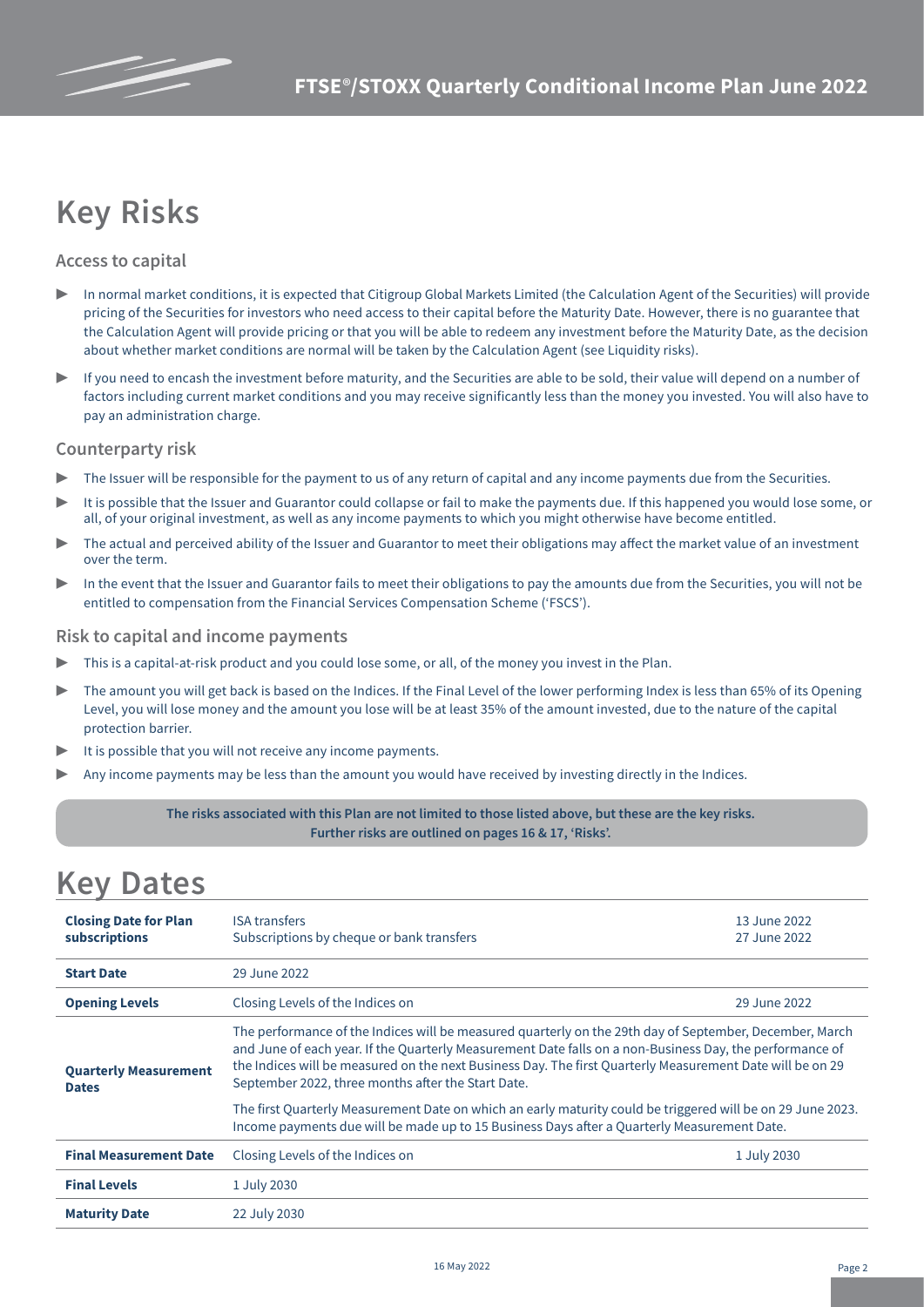# Key Risks

## Access to capital

- In normal market conditions, it is expected that Citigroup Global Markets Limited (the Calculation Agent of the Securities) will provide pricing of the Securities for investors who need access to their capital before the Maturity Date. However, there is no guarantee that the Calculation Agent will provide pricing or that you will be able to redeem any investment before the Maturity Date, as the decision about whether market conditions are normal will be taken by the Calculation Agent (see Liquidity risks).
- If you need to encash the investment before maturity, and the Securities are able to be sold, their value will depend on a number of factors including current market conditions and you may receive significantly less than the money you invested. You will also have to pay an administration charge.

## Counterparty risk

- The Issuer will be responsible for the payment to us of any return of capital and any income payments due from the Securities.
- It is possible that the Issuer and Guarantor could collapse or fail to make the payments due. If this happened you would lose some, or all, of your original investment, as well as any income payments to which you might otherwise have become entitled.
- The actual and perceived ability of the Issuer and Guarantor to meet their obligations may affect the market value of an investment over the term.
- In the event that the Issuer and Guarantor fails to meet their obligations to pay the amounts due from the Securities, you will not be entitled to compensation from the Financial Services Compensation Scheme ('FSCS').

## Risk to capital and income payments

- This is a capital-at-risk product and you could lose some, or all, of the money you invest in the Plan.
- The amount you will get back is based on the Indices. If the Final Level of the lower performing Index is less than 65% of its Opening Level, you will lose money and the amount you lose will be at least 35% of the amount invested, due to the nature of the capital protection barrier.
- It is possible that you will not receive any income payments.
- Any income payments may be less than the amount you would have received by investing directly in the Indices.

**The risks associated with this Plan are not limited to those listed above, but these are the key risks. Further risks are outlined on pages 16 & 17, 'Risks'.**

# Key Dates

| | | |
|---|---|---|
| **Closing Date for Plan subscriptions** | ISA transfers<br>Subscriptions by cheque or bank transfers | 13 June 2022<br>27 June 2022 |
| **Start Date** | 29 June 2022 | |
| **Opening Levels** | Closing Levels of the Indices on | 29 June 2022 |
| **Quarterly Measurement Dates** | The performance of the Indices will be measured quarterly on the 29th day of September, December, March and June of each year. If the Quarterly Measurement Date falls on a non-Business Day, the performance of the Indices will be measured on the next Business Day. The first Quarterly Measurement Date will be on 29 September 2022, three months after the Start Date.<br><br>The first Quarterly Measurement Date on which an early maturity could be triggered will be on 29 June 2023. Income payments due will be made up to 15 Business Days after a Quarterly Measurement Date. | |
| **Final Measurement Date** | Closing Levels of the Indices on | 1 July 2030 |
| **Final Levels** | 1 July 2030 | |
| **Maturity Date** | 22 July 2030 | |

16 May 2022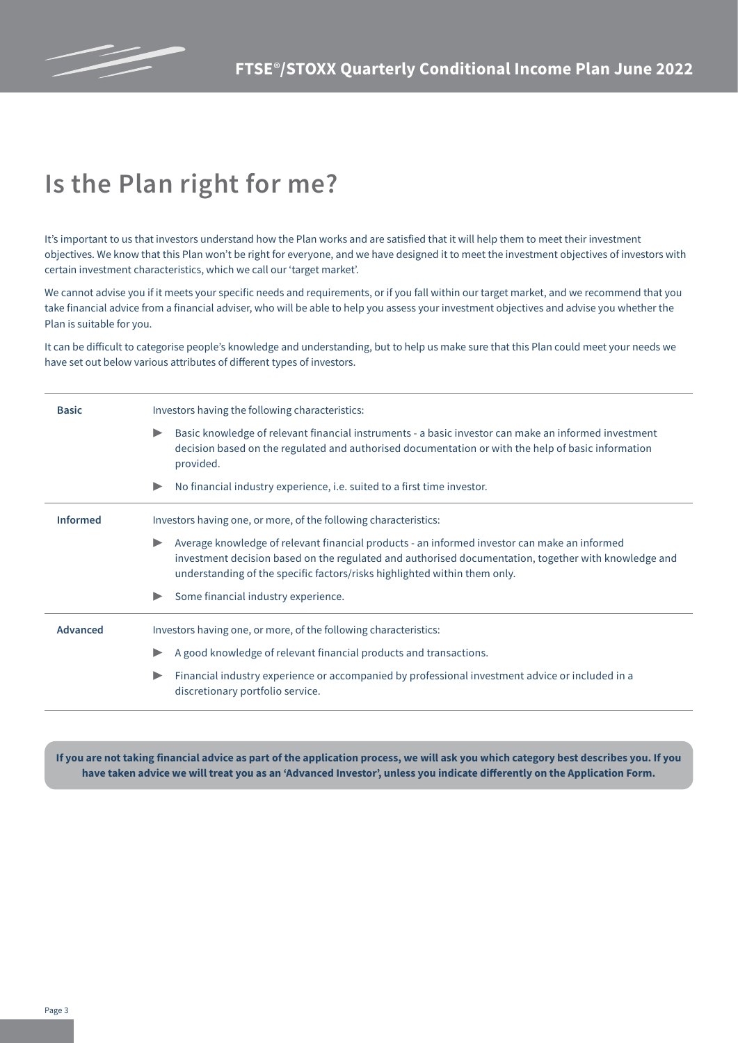# Is the Plan right for me?

It's important to us that investors understand how the Plan works and are satisfied that it will help them to meet their investment objectives. We know that this Plan won't be right for everyone, and we have designed it to meet the investment objectives of investors with certain investment characteristics, which we call our 'target market'.

We cannot advise you if it meets your specific needs and requirements, or if you fall within our target market, and we recommend that you take financial advice from a financial adviser, who will be able to help you assess your investment objectives and advise you whether the Plan is suitable for you.

It can be difficult to categorise people's knowledge and understanding, but to help us make sure that this Plan could meet your needs we have set out below various attributes of different types of investors.

| | |
|---|---|
| **Basic** | Investors having the following characteristics:<br>▶ Basic knowledge of relevant financial instruments - a basic investor can make an informed investment decision based on the regulated and authorised documentation or with the help of basic information provided.<br>▶ No financial industry experience, i.e. suited to a first time investor. |
| **Informed** | Investors having one, or more, of the following characteristics:<br>▶ Average knowledge of relevant financial products - an informed investor can make an informed investment decision based on the regulated and authorised documentation, together with knowledge and understanding of the specific factors/risks highlighted within them only.<br>▶ Some financial industry experience. |
| **Advanced** | Investors having one, or more, of the following characteristics:<br>▶ A good knowledge of relevant financial products and transactions.<br>▶ Financial industry experience or accompanied by professional investment advice or included in a discretionary portfolio service. |

**If you are not taking financial advice as part of the application process, we will ask you which category best describes you. If you have taken advice we will treat you as an 'Advanced Investor', unless you indicate differently on the Application Form.**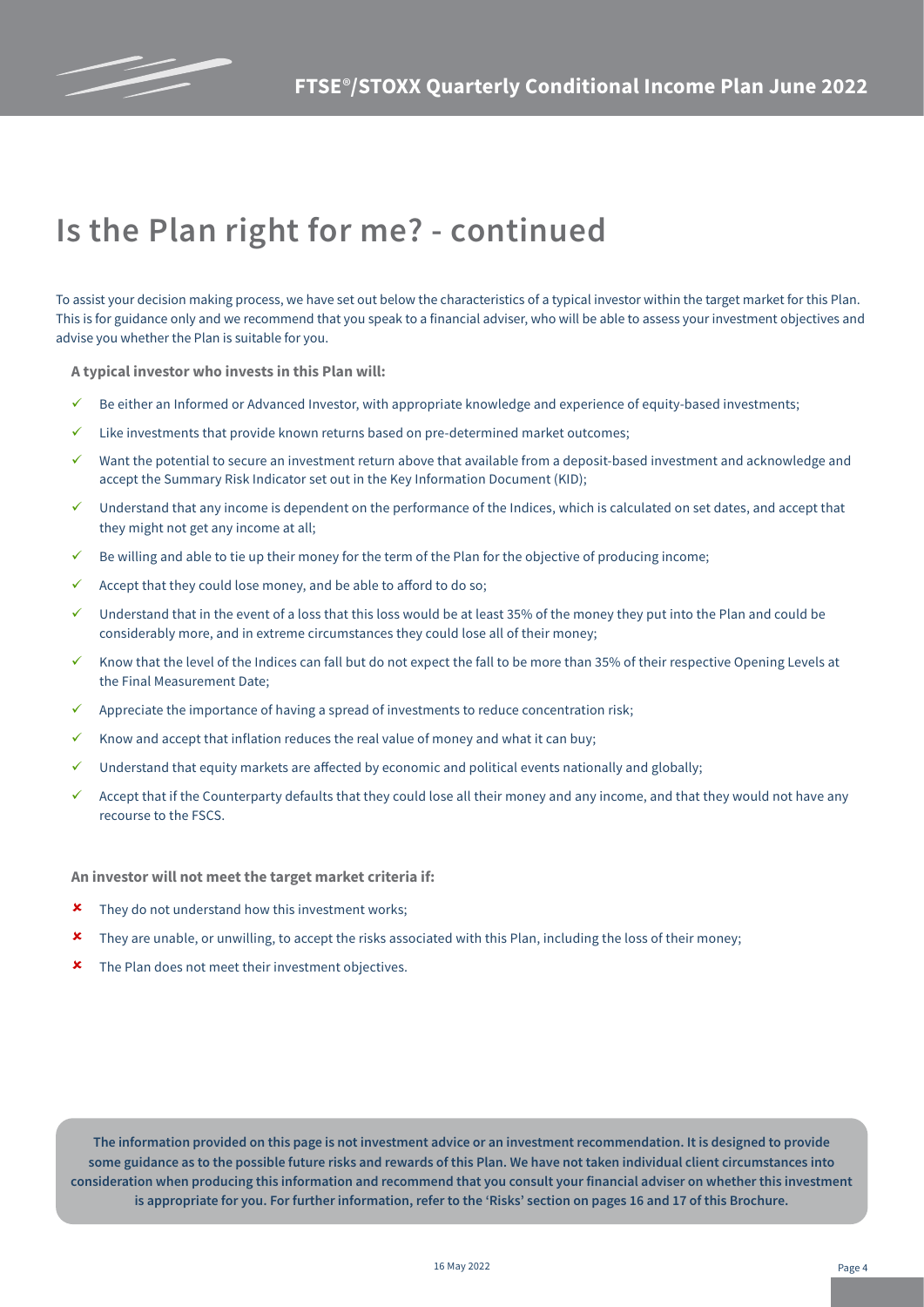# Is the Plan right for me? - continued

To assist your decision making process, we have set out below the characteristics of a typical investor within the target market for this Plan. This is for guidance only and we recommend that you speak to a financial adviser, who will be able to assess your investment objectives and advise you whether the Plan is suitable for you.

**A typical investor who invests in this Plan will:**

- ✓ Be either an Informed or Advanced Investor, with appropriate knowledge and experience of equity-based investments;
- ✓ Like investments that provide known returns based on pre-determined market outcomes;
- ✓ Want the potential to secure an investment return above that available from a deposit-based investment and acknowledge and accept the Summary Risk Indicator set out in the Key Information Document (KID);
- ✓ Understand that any income is dependent on the performance of the Indices, which is calculated on set dates, and accept that they might not get any income at all;
- ✓ Be willing and able to tie up their money for the term of the Plan for the objective of producing income;
- ✓ Accept that they could lose money, and be able to afford to do so;
- ✓ Understand that in the event of a loss that this loss would be at least 35% of the money they put into the Plan and could be considerably more, and in extreme circumstances they could lose all of their money;
- ✓ Know that the level of the Indices can fall but do not expect the fall to be more than 35% of their respective Opening Levels at the Final Measurement Date;
- ✓ Appreciate the importance of having a spread of investments to reduce concentration risk;
- ✓ Know and accept that inflation reduces the real value of money and what it can buy;
- ✓ Understand that equity markets are affected by economic and political events nationally and globally;
- ✓ Accept that if the Counterparty defaults that they could lose all their money and any income, and that they would not have any recourse to the FSCS.

**An investor will not meet the target market criteria if:**

- ✘ They do not understand how this investment works;
- ✘ They are unable, or unwilling, to accept the risks associated with this Plan, including the loss of their money;
- ✘ The Plan does not meet their investment objectives.

**The information provided on this page is not investment advice or an investment recommendation. It is designed to provide some guidance as to the possible future risks and rewards of this Plan. We have not taken individual client circumstances into consideration when producing this information and recommend that you consult your financial adviser on whether this investment is appropriate for you. For further information, refer to the 'Risks' section on pages 16 and 17 of this Brochure.**

16 May 2022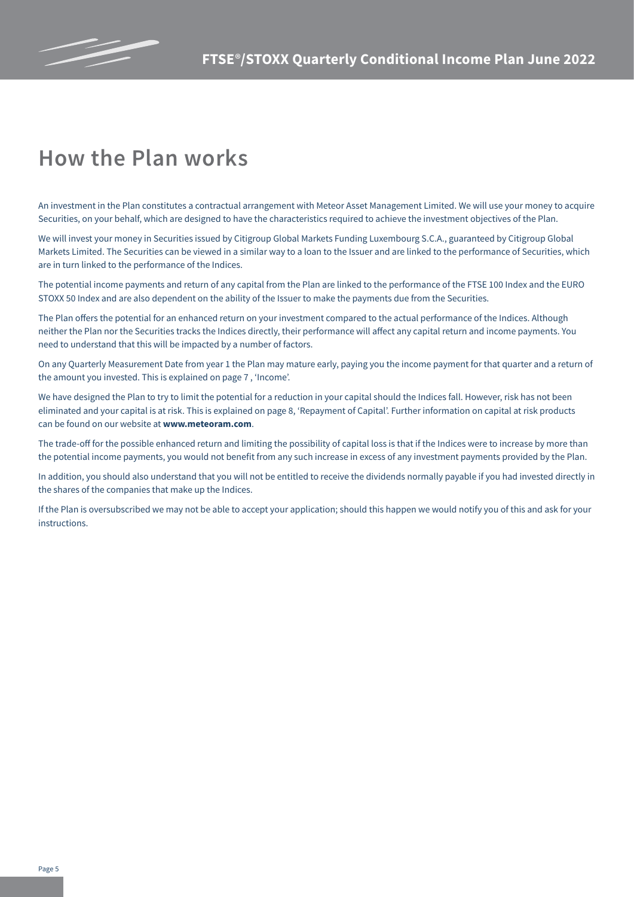# How the Plan works

An investment in the Plan constitutes a contractual arrangement with Meteor Asset Management Limited. We will use your money to acquire Securities, on your behalf, which are designed to have the characteristics required to achieve the investment objectives of the Plan.

We will invest your money in Securities issued by Citigroup Global Markets Funding Luxembourg S.C.A., guaranteed by Citigroup Global Markets Limited. The Securities can be viewed in a similar way to a loan to the Issuer and are linked to the performance of Securities, which are in turn linked to the performance of the Indices.

The potential income payments and return of any capital from the Plan are linked to the performance of the FTSE 100 Index and the EURO STOXX 50 Index and are also dependent on the ability of the Issuer to make the payments due from the Securities.

The Plan offers the potential for an enhanced return on your investment compared to the actual performance of the Indices. Although neither the Plan nor the Securities tracks the Indices directly, their performance will affect any capital return and income payments. You need to understand that this will be impacted by a number of factors.

On any Quarterly Measurement Date from year 1 the Plan may mature early, paying you the income payment for that quarter and a return of the amount you invested. This is explained on page 7 , 'Income'.

We have designed the Plan to try to limit the potential for a reduction in your capital should the Indices fall. However, risk has not been eliminated and your capital is at risk. This is explained on page 8, 'Repayment of Capital'. Further information on capital at risk products can be found on our website at **www.meteoram.com**.

The trade-off for the possible enhanced return and limiting the possibility of capital loss is that if the Indices were to increase by more than the potential income payments, you would not benefit from any such increase in excess of any investment payments provided by the Plan.

In addition, you should also understand that you will not be entitled to receive the dividends normally payable if you had invested directly in the shares of the companies that make up the Indices.

If the Plan is oversubscribed we may not be able to accept your application; should this happen we would notify you of this and ask for your instructions.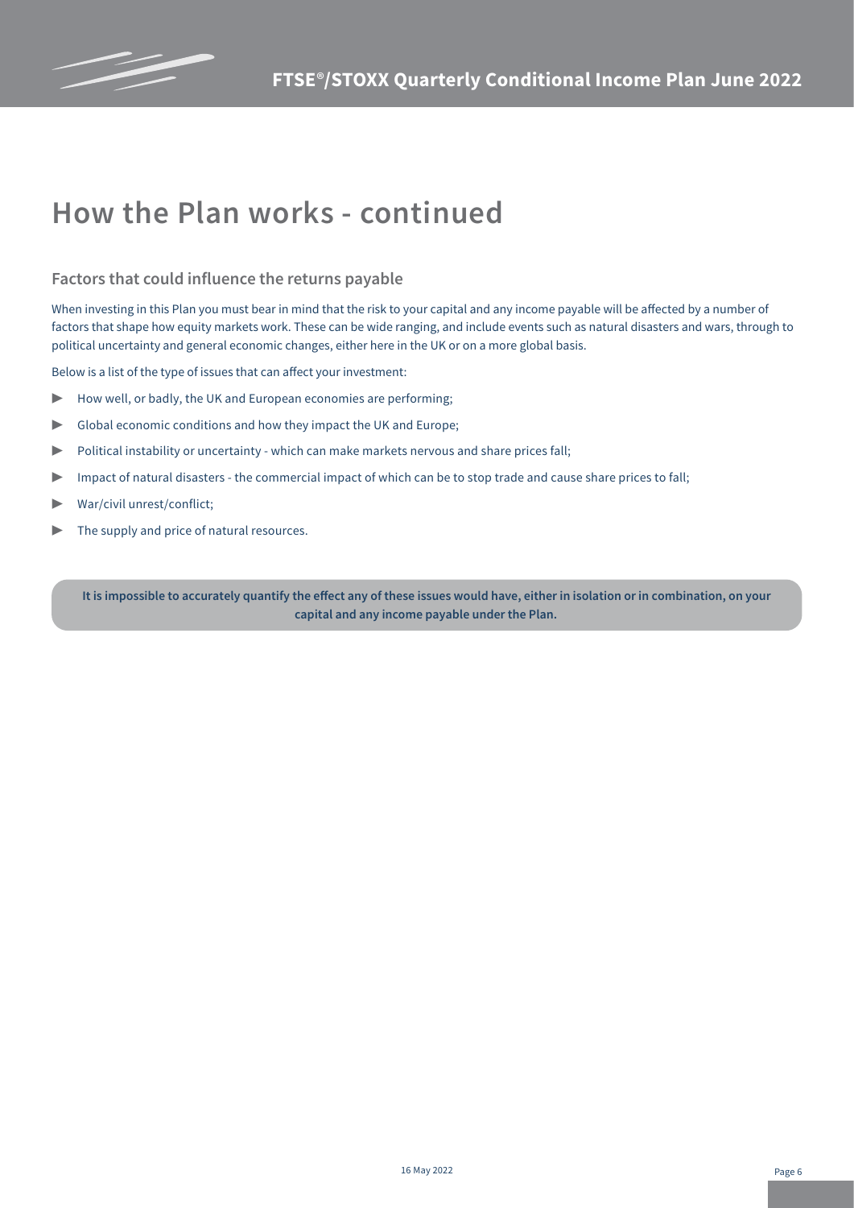# How the Plan works - continued

## Factors that could influence the returns payable

When investing in this Plan you must bear in mind that the risk to your capital and any income payable will be affected by a number of factors that shape how equity markets work. These can be wide ranging, and include events such as natural disasters and wars, through to political uncertainty and general economic changes, either here in the UK or on a more global basis.

Below is a list of the type of issues that can affect your investment:

- How well, or badly, the UK and European economies are performing;
- Global economic conditions and how they impact the UK and Europe;
- Political instability or uncertainty - which can make markets nervous and share prices fall;
- Impact of natural disasters - the commercial impact of which can be to stop trade and cause share prices to fall;
- War/civil unrest/conflict;
- The supply and price of natural resources.

**It is impossible to accurately quantify the effect any of these issues would have, either in isolation or in combination, on your capital and any income payable under the Plan.**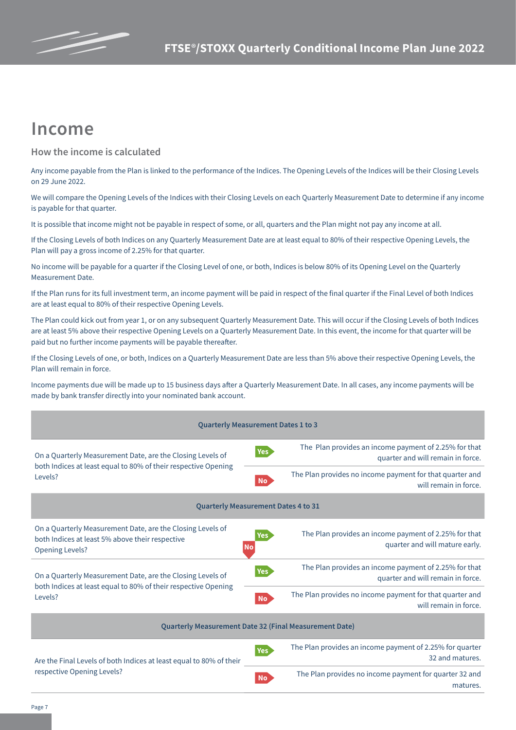# Income

## How the income is calculated

Any income payable from the Plan is linked to the performance of the Indices. The Opening Levels of the Indices will be their Closing Levels on 29 June 2022.

We will compare the Opening Levels of the Indices with their Closing Levels on each Quarterly Measurement Date to determine if any income is payable for that quarter.

It is possible that income might not be payable in respect of some, or all, quarters and the Plan might not pay any income at all.

If the Closing Levels of both Indices on any Quarterly Measurement Date are at least equal to 80% of their respective Opening Levels, the Plan will pay a gross income of 2.25% for that quarter.

No income will be payable for a quarter if the Closing Level of one, or both, Indices is below 80% of its Opening Level on the Quarterly Measurement Date.

If the Plan runs for its full investment term, an income payment will be paid in respect of the final quarter if the Final Level of both Indices are at least equal to 80% of their respective Opening Levels.

The Plan could kick out from year 1, or on any subsequent Quarterly Measurement Date. This will occur if the Closing Levels of both Indices are at least 5% above their respective Opening Levels on a Quarterly Measurement Date. In this event, the income for that quarter will be paid but no further income payments will be payable thereafter.

If the Closing Levels of one, or both, Indices on a Quarterly Measurement Date are less than 5% above their respective Opening Levels, the Plan will remain in force.

Income payments due will be made up to 15 business days after a Quarterly Measurement Date. In all cases, any income payments will be made by bank transfer directly into your nominated bank account.

| Quarterly Measurement Dates 1 to 3 | | |
|---|---|---|
| On a Quarterly Measurement Date, are the Closing Levels of both Indices at least equal to 80% of their respective Opening Levels? | Yes | The Plan provides an income payment of 2.25% for that quarter and will remain in force. |
| | No | The Plan provides no income payment for that quarter and will remain in force. |
| **Quarterly Measurement Dates 4 to 31** | | |
| On a Quarterly Measurement Date, are the Closing Levels of both Indices at least 5% above their respective Opening Levels? | Yes | The Plan provides an income payment of 2.25% for that quarter and will mature early. |
| | No | (proceed to next question) |
| On a Quarterly Measurement Date, are the Closing Levels of both Indices at least equal to 80% of their respective Opening Levels? | Yes | The Plan provides an income payment of 2.25% for that quarter and will remain in force. |
| | No | The Plan provides no income payment for that quarter and will remain in force. |
| **Quarterly Measurement Date 32 (Final Measurement Date)** | | |
| Are the Final Levels of both Indices at least equal to 80% of their respective Opening Levels? | Yes | The Plan provides an income payment of 2.25% for quarter 32 and matures. |
| | No | The Plan provides no income payment for quarter 32 and matures. |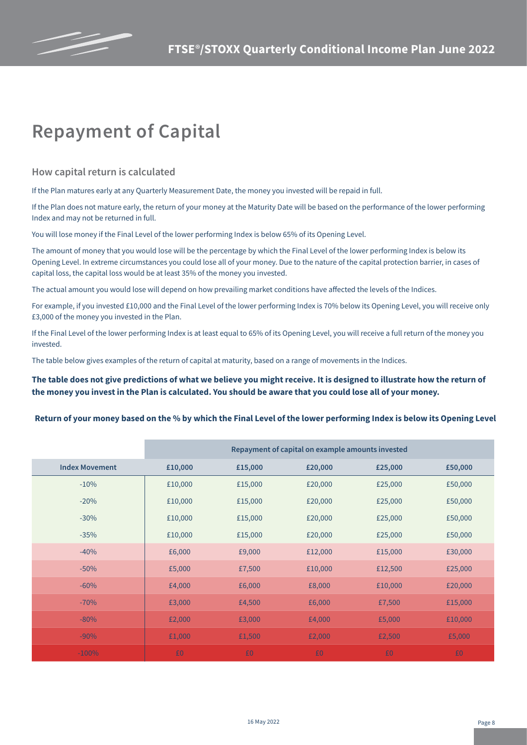# Repayment of Capital

## How capital return is calculated

If the Plan matures early at any Quarterly Measurement Date, the money you invested will be repaid in full.

If the Plan does not mature early, the return of your money at the Maturity Date will be based on the performance of the lower performing Index and may not be returned in full.

You will lose money if the Final Level of the lower performing Index is below 65% of its Opening Level.

The amount of money that you would lose will be the percentage by which the Final Level of the lower performing Index is below its Opening Level. In extreme circumstances you could lose all of your money. Due to the nature of the capital protection barrier, in cases of capital loss, the capital loss would be at least 35% of the money you invested.

The actual amount you would lose will depend on how prevailing market conditions have affected the levels of the Indices.

For example, if you invested £10,000 and the Final Level of the lower performing Index is 70% below its Opening Level, you will receive only £3,000 of the money you invested in the Plan.

If the Final Level of the lower performing Index is at least equal to 65% of its Opening Level, you will receive a full return of the money you invested.

The table below gives examples of the return of capital at maturity, based on a range of movements in the Indices.

**The table does not give predictions of what we believe you might receive. It is designed to illustrate how the return of the money you invest in the Plan is calculated. You should be aware that you could lose all of your money.**

**Return of your money based on the % by which the Final Level of the lower performing Index is below its Opening Level**

| | Repayment of capital on example amounts invested | | | | |
|---|---|---|---|---|---|
| **Index Movement** | **£10,000** | **£15,000** | **£20,000** | **£25,000** | **£50,000** |
| -10% | £10,000 | £15,000 | £20,000 | £25,000 | £50,000 |
| -20% | £10,000 | £15,000 | £20,000 | £25,000 | £50,000 |
| -30% | £10,000 | £15,000 | £20,000 | £25,000 | £50,000 |
| -35% | £10,000 | £15,000 | £20,000 | £25,000 | £50,000 |
| -40% | £6,000 | £9,000 | £12,000 | £15,000 | £30,000 |
| -50% | £5,000 | £7,500 | £10,000 | £12,500 | £25,000 |
| -60% | £4,000 | £6,000 | £8,000 | £10,000 | £20,000 |
| -70% | £3,000 | £4,500 | £6,000 | £7,500 | £15,000 |
| -80% | £2,000 | £3,000 | £4,000 | £5,000 | £10,000 |
| -90% | £1,000 | £1,500 | £2,000 | £2,500 | £5,000 |
| -100% | £0 | £0 | £0 | £0 | £0 |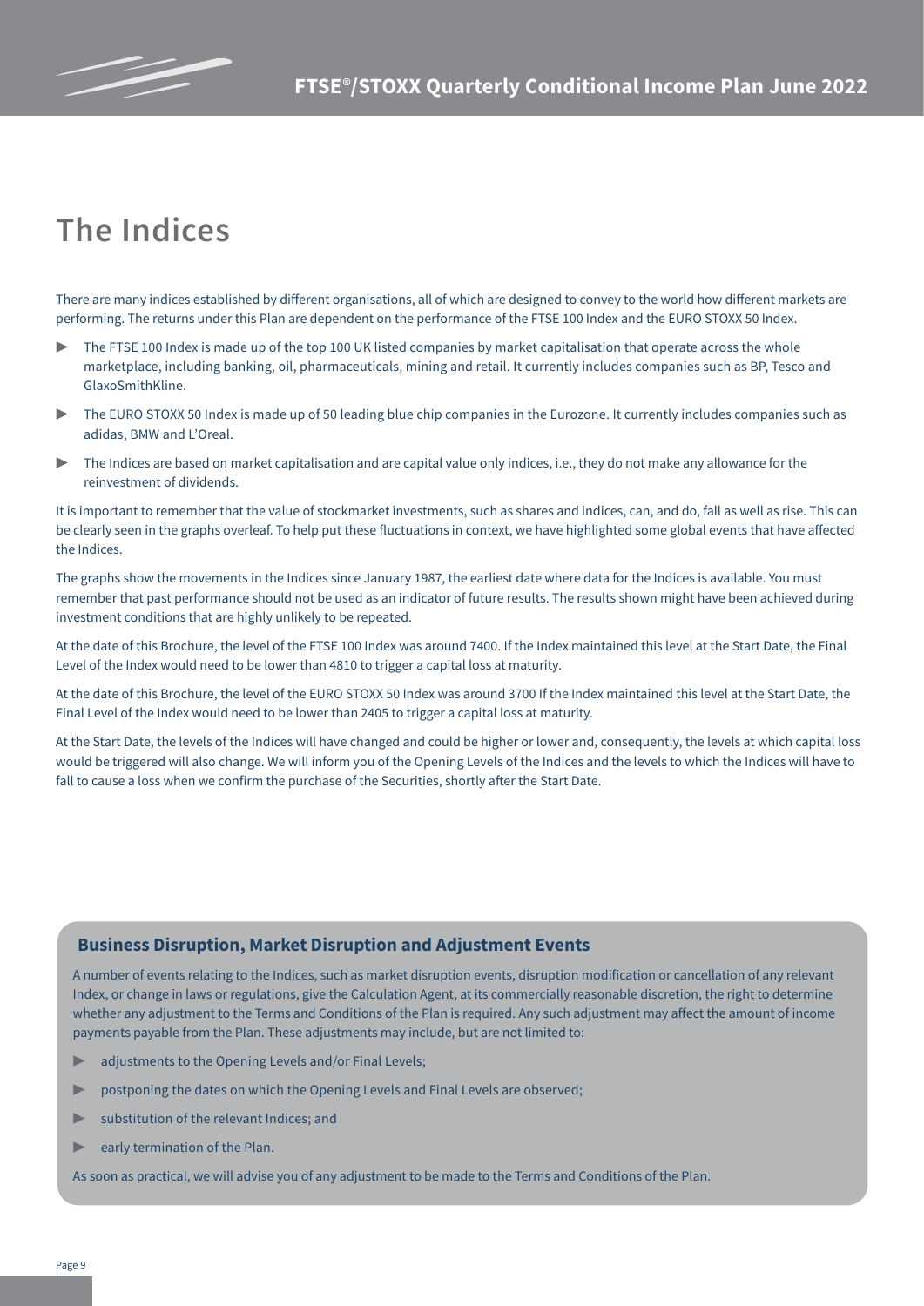# The Indices

There are many indices established by different organisations, all of which are designed to convey to the world how different markets are performing. The returns under this Plan are dependent on the performance of the FTSE 100 Index and the EURO STOXX 50 Index.

- The FTSE 100 Index is made up of the top 100 UK listed companies by market capitalisation that operate across the whole marketplace, including banking, oil, pharmaceuticals, mining and retail. It currently includes companies such as BP, Tesco and GlaxoSmithKline.
- The EURO STOXX 50 Index is made up of 50 leading blue chip companies in the Eurozone. It currently includes companies such as adidas, BMW and L'Oreal.
- The Indices are based on market capitalisation and are capital value only indices, i.e., they do not make any allowance for the reinvestment of dividends.

It is important to remember that the value of stockmarket investments, such as shares and indices, can, and do, fall as well as rise. This can be clearly seen in the graphs overleaf. To help put these fluctuations in context, we have highlighted some global events that have affected the Indices.

The graphs show the movements in the Indices since January 1987, the earliest date where data for the Indices is available. You must remember that past performance should not be used as an indicator of future results. The results shown might have been achieved during investment conditions that are highly unlikely to be repeated.

At the date of this Brochure, the level of the FTSE 100 Index was around 7400. If the Index maintained this level at the Start Date, the Final Level of the Index would need to be lower than 4810 to trigger a capital loss at maturity.

At the date of this Brochure, the level of the EURO STOXX 50 Index was around 3700 If the Index maintained this level at the Start Date, the Final Level of the Index would need to be lower than 2405 to trigger a capital loss at maturity.

At the Start Date, the levels of the Indices will have changed and could be higher or lower and, consequently, the levels at which capital loss would be triggered will also change. We will inform you of the Opening Levels of the Indices and the levels to which the Indices will have to fall to cause a loss when we confirm the purchase of the Securities, shortly after the Start Date.

## Business Disruption, Market Disruption and Adjustment Events

A number of events relating to the Indices, such as market disruption events, disruption modification or cancellation of any relevant Index, or change in laws or regulations, give the Calculation Agent, at its commercially reasonable discretion, the right to determine whether any adjustment to the Terms and Conditions of the Plan is required. Any such adjustment may affect the amount of income payments payable from the Plan. These adjustments may include, but are not limited to:

- adjustments to the Opening Levels and/or Final Levels;
- postponing the dates on which the Opening Levels and Final Levels are observed;
- substitution of the relevant Indices; and
- early termination of the Plan.

As soon as practical, we will advise you of any adjustment to be made to the Terms and Conditions of the Plan.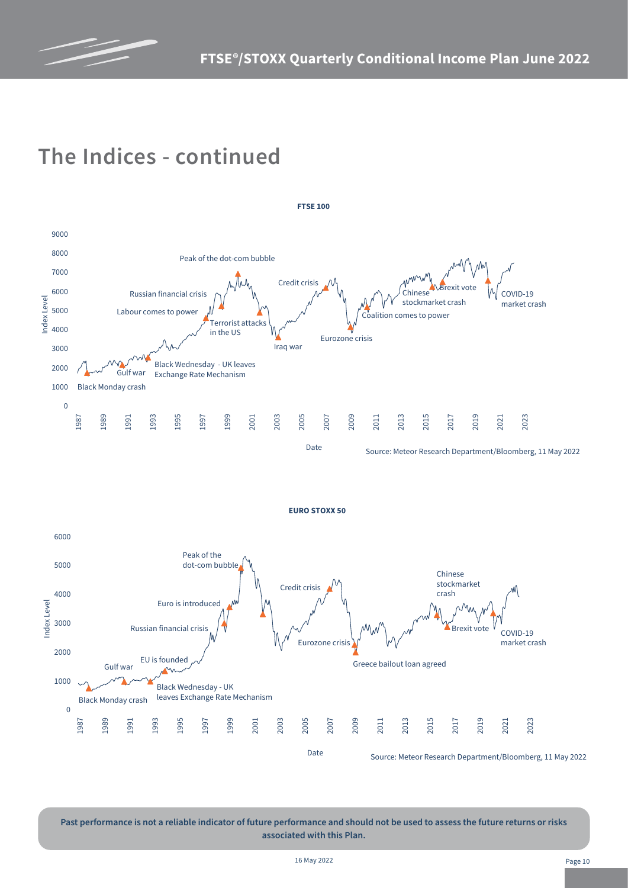# The Indices - continued

**FTSE 100**

Source: Meteor Research Department/Bloomberg, 11 May 2022

**EURO STOXX 50**

Source: Meteor Research Department/Bloomberg, 11 May 2022

**Past performance is not a reliable indicator of future performance and should not be used to assess the future returns or risks associated with this Plan.**

16 May 2022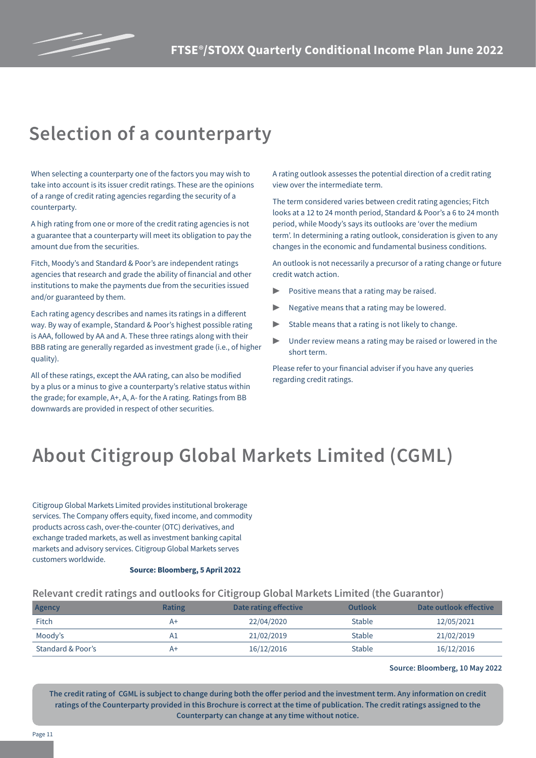# Selection of a counterparty

When selecting a counterparty one of the factors you may wish to take into account is its issuer credit ratings. These are the opinions of a range of credit rating agencies regarding the security of a counterparty.

A high rating from one or more of the credit rating agencies is not a guarantee that a counterparty will meet its obligation to pay the amount due from the securities.

Fitch, Moody's and Standard & Poor's are independent ratings agencies that research and grade the ability of financial and other institutions to make the payments due from the securities issued and/or guaranteed by them.

Each rating agency describes and names its ratings in a different way. By way of example, Standard & Poor's highest possible rating is AAA, followed by AA and A. These three ratings along with their BBB rating are generally regarded as investment grade (i.e., of higher quality).

All of these ratings, except the AAA rating, can also be modified by a plus or a minus to give a counterparty's relative status within the grade; for example, A+, A, A- for the A rating. Ratings from BB downwards are provided in respect of other securities.

A rating outlook assesses the potential direction of a credit rating view over the intermediate term.

The term considered varies between credit rating agencies; Fitch looks at a 12 to 24 month period, Standard & Poor's a 6 to 24 month period, while Moody's says its outlooks are 'over the medium term'. In determining a rating outlook, consideration is given to any changes in the economic and fundamental business conditions.

An outlook is not necessarily a precursor of a rating change or future credit watch action.

- Positive means that a rating may be raised.
- Negative means that a rating may be lowered.
- Stable means that a rating is not likely to change.
- Under review means a rating may be raised or lowered in the short term.

Please refer to your financial adviser if you have any queries regarding credit ratings.

# About Citigroup Global Markets Limited (CGML)

Citigroup Global Markets Limited provides institutional brokerage services. The Company offers equity, fixed income, and commodity products across cash, over-the-counter (OTC) derivatives, and exchange traded markets, as well as investment banking capital markets and advisory services. Citigroup Global Markets serves customers worldwide.

**Source: Bloomberg, 5 April 2022**

## Relevant credit ratings and outlooks for Citigroup Global Markets Limited (the Guarantor)

| Agency | Rating | Date rating effective | Outlook | Date outlook effective |
|---|---|---|---|---|
| Fitch | A+ | 22/04/2020 | Stable | 12/05/2021 |
| Moody's | A1 | 21/02/2019 | Stable | 21/02/2019 |
| Standard & Poor's | A+ | 16/12/2016 | Stable | 16/12/2016 |

**Source: Bloomberg, 10 May 2022**

**The credit rating of CGML is subject to change during both the offer period and the investment term. Any information on credit ratings of the Counterparty provided in this Brochure is correct at the time of publication. The credit ratings assigned to the Counterparty can change at any time without notice.**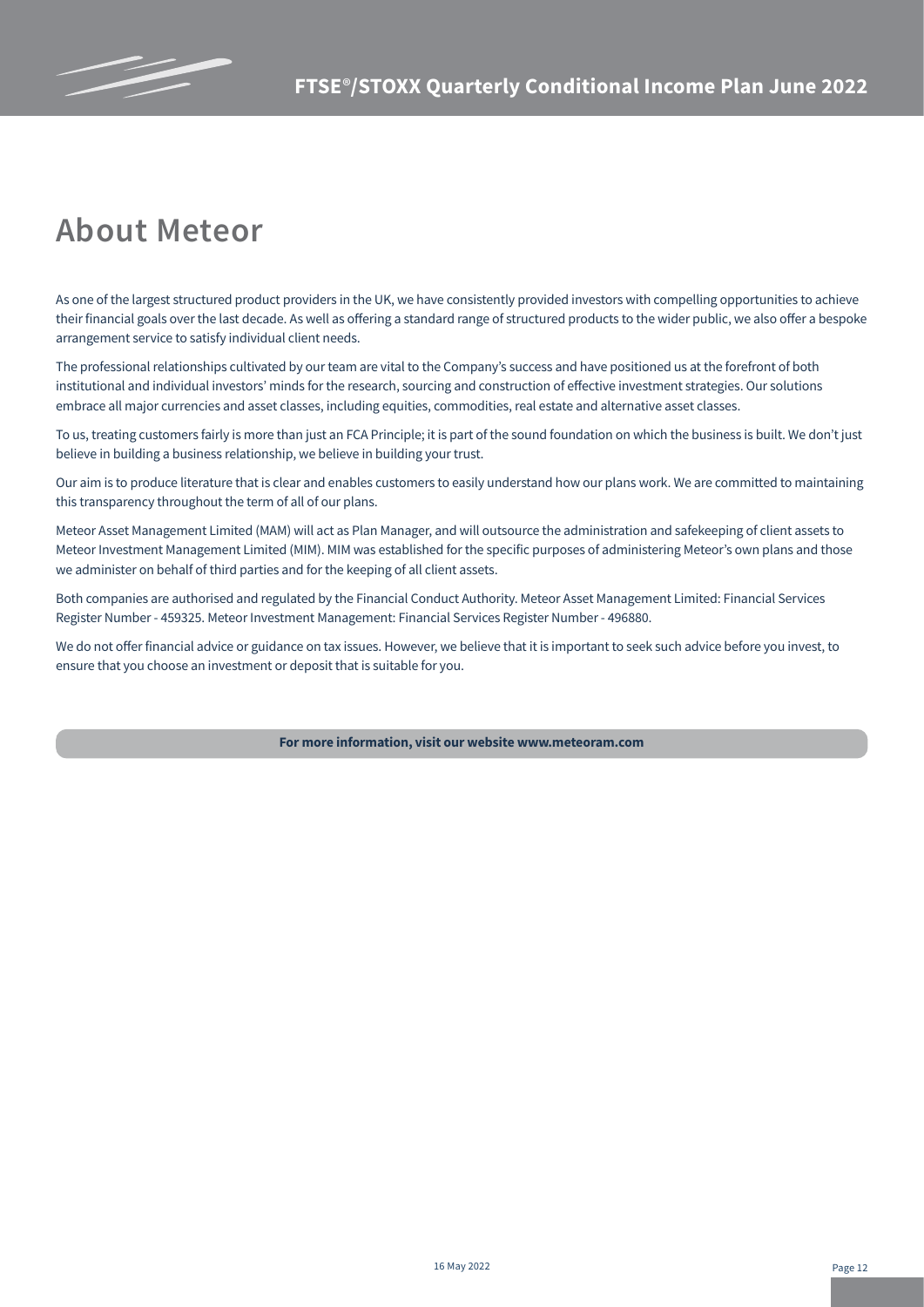# About Meteor

As one of the largest structured product providers in the UK, we have consistently provided investors with compelling opportunities to achieve their financial goals over the last decade. As well as offering a standard range of structured products to the wider public, we also offer a bespoke arrangement service to satisfy individual client needs.

The professional relationships cultivated by our team are vital to the Company's success and have positioned us at the forefront of both institutional and individual investors' minds for the research, sourcing and construction of effective investment strategies. Our solutions embrace all major currencies and asset classes, including equities, commodities, real estate and alternative asset classes.

To us, treating customers fairly is more than just an FCA Principle; it is part of the sound foundation on which the business is built. We don't just believe in building a business relationship, we believe in building your trust.

Our aim is to produce literature that is clear and enables customers to easily understand how our plans work. We are committed to maintaining this transparency throughout the term of all of our plans.

Meteor Asset Management Limited (MAM) will act as Plan Manager, and will outsource the administration and safekeeping of client assets to Meteor Investment Management Limited (MIM). MIM was established for the specific purposes of administering Meteor's own plans and those we administer on behalf of third parties and for the keeping of all client assets.

Both companies are authorised and regulated by the Financial Conduct Authority. Meteor Asset Management Limited: Financial Services Register Number - 459325. Meteor Investment Management: Financial Services Register Number - 496880.

We do not offer financial advice or guidance on tax issues. However, we believe that it is important to seek such advice before you invest, to ensure that you choose an investment or deposit that is suitable for you.

**For more information, visit our website www.meteoram.com**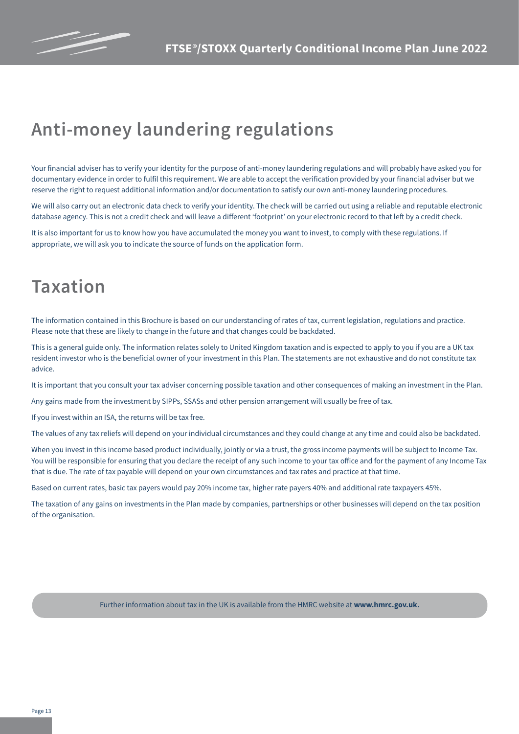## Anti-money laundering regulations

Your financial adviser has to verify your identity for the purpose of anti-money laundering regulations and will probably have asked you for documentary evidence in order to fulfil this requirement. We are able to accept the verification provided by your financial adviser but we reserve the right to request additional information and/or documentation to satisfy our own anti-money laundering procedures.

We will also carry out an electronic data check to verify your identity. The check will be carried out using a reliable and reputable electronic database agency. This is not a credit check and will leave a different 'footprint' on your electronic record to that left by a credit check.

It is also important for us to know how you have accumulated the money you want to invest, to comply with these regulations. If appropriate, we will ask you to indicate the source of funds on the application form.

## Taxation

The information contained in this Brochure is based on our understanding of rates of tax, current legislation, regulations and practice. Please note that these are likely to change in the future and that changes could be backdated.

This is a general guide only. The information relates solely to United Kingdom taxation and is expected to apply to you if you are a UK tax resident investor who is the beneficial owner of your investment in this Plan. The statements are not exhaustive and do not constitute tax advice.

It is important that you consult your tax adviser concerning possible taxation and other consequences of making an investment in the Plan.

Any gains made from the investment by SIPPs, SSASs and other pension arrangement will usually be free of tax.

If you invest within an ISA, the returns will be tax free.

The values of any tax reliefs will depend on your individual circumstances and they could change at any time and could also be backdated.

When you invest in this income based product individually, jointly or via a trust, the gross income payments will be subject to Income Tax. You will be responsible for ensuring that you declare the receipt of any such income to your tax office and for the payment of any Income Tax that is due. The rate of tax payable will depend on your own circumstances and tax rates and practice at that time.

Based on current rates, basic tax payers would pay 20% income tax, higher rate payers 40% and additional rate taxpayers 45%.

The taxation of any gains on investments in the Plan made by companies, partnerships or other businesses will depend on the tax position of the organisation.

Further information about tax in the UK is available from the HMRC website at **www.hmrc.gov.uk.**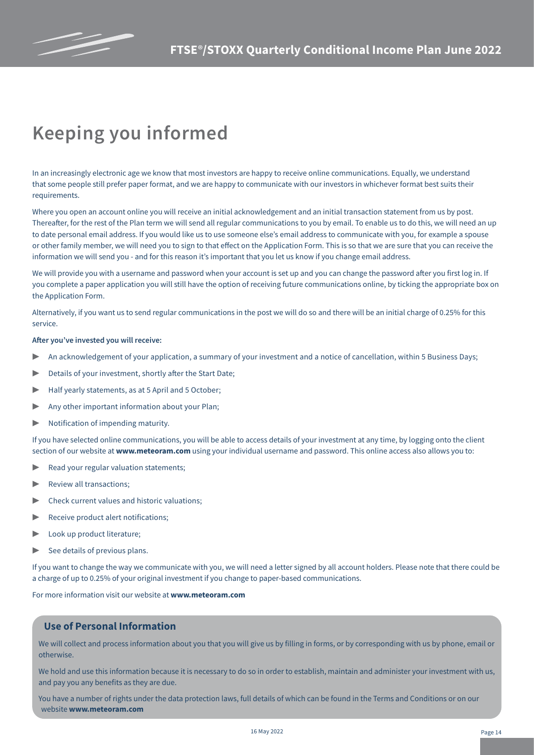# Keeping you informed

In an increasingly electronic age we know that most investors are happy to receive online communications. Equally, we understand that some people still prefer paper format, and we are happy to communicate with our investors in whichever format best suits their requirements.

Where you open an account online you will receive an initial acknowledgement and an initial transaction statement from us by post. Thereafter, for the rest of the Plan term we will send all regular communications to you by email. To enable us to do this, we will need an up to date personal email address. If you would like us to use someone else's email address to communicate with you, for example a spouse or other family member, we will need you to sign to that effect on the Application Form. This is so that we are sure that you can receive the information we will send you - and for this reason it's important that you let us know if you change email address.

We will provide you with a username and password when your account is set up and you can change the password after you first log in. If you complete a paper application you will still have the option of receiving future communications online, by ticking the appropriate box on the Application Form.

Alternatively, if you want us to send regular communications in the post we will do so and there will be an initial charge of 0.25% for this service.

**After you've invested you will receive:**

- An acknowledgement of your application, a summary of your investment and a notice of cancellation, within 5 Business Days;
- Details of your investment, shortly after the Start Date;
- Half yearly statements, as at 5 April and 5 October;
- Any other important information about your Plan;
- Notification of impending maturity.

If you have selected online communications, you will be able to access details of your investment at any time, by logging onto the client section of our website at **www.meteoram.com** using your individual username and password. This online access also allows you to:

- Read your regular valuation statements;
- Review all transactions;
- Check current values and historic valuations;
- Receive product alert notifications;
- Look up product literature;
- See details of previous plans.

If you want to change the way we communicate with you, we will need a letter signed by all account holders. Please note that there could be a charge of up to 0.25% of your original investment if you change to paper-based communications.

For more information visit our website at **www.meteoram.com**

## Use of Personal Information

We will collect and process information about you that you will give us by filling in forms, or by corresponding with us by phone, email or otherwise.

We hold and use this information because it is necessary to do so in order to establish, maintain and administer your investment with us, and pay you any benefits as they are due.

You have a number of rights under the data protection laws, full details of which can be found in the Terms and Conditions or on our website **www.meteoram.com**

16 May 2022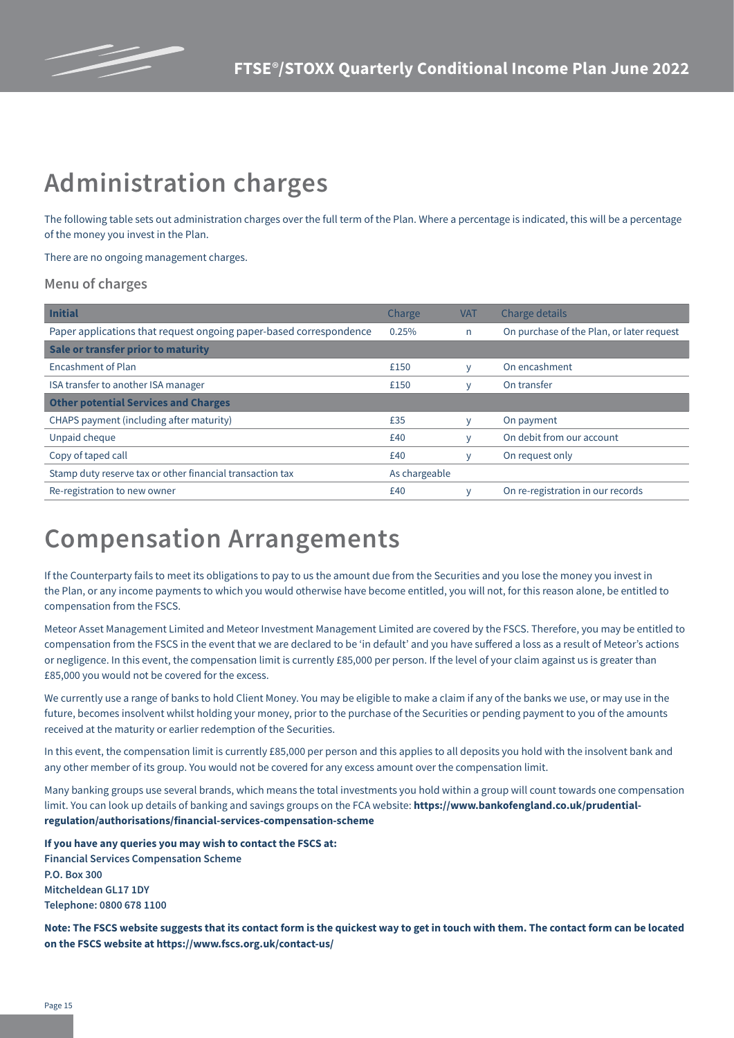# Administration charges

The following table sets out administration charges over the full term of the Plan. Where a percentage is indicated, this will be a percentage of the money you invest in the Plan.

There are no ongoing management charges.

## Menu of charges

| Initial | Charge | VAT | Charge details |
|---|---|---|---|
| Paper applications that request ongoing paper-based correspondence | 0.25% | n | On purchase of the Plan, or later request |
| **Sale or transfer prior to maturity** | | | |
| Encashment of Plan | £150 | y | On encashment |
| ISA transfer to another ISA manager | £150 | y | On transfer |
| **Other potential Services and Charges** | | | |
| CHAPS payment (including after maturity) | £35 | y | On payment |
| Unpaid cheque | £40 | y | On debit from our account |
| Copy of taped call | £40 | y | On request only |
| Stamp duty reserve tax or other financial transaction tax | As chargeable | | |
| Re-registration to new owner | £40 | y | On re-registration in our records |

# Compensation Arrangements

If the Counterparty fails to meet its obligations to pay to us the amount due from the Securities and you lose the money you invest in the Plan, or any income payments to which you would otherwise have become entitled, you will not, for this reason alone, be entitled to compensation from the FSCS.

Meteor Asset Management Limited and Meteor Investment Management Limited are covered by the FSCS. Therefore, you may be entitled to compensation from the FSCS in the event that we are declared to be 'in default' and you have suffered a loss as a result of Meteor's actions or negligence. In this event, the compensation limit is currently £85,000 per person. If the level of your claim against us is greater than £85,000 you would not be covered for the excess.

We currently use a range of banks to hold Client Money. You may be eligible to make a claim if any of the banks we use, or may use in the future, becomes insolvent whilst holding your money, prior to the purchase of the Securities or pending payment to you of the amounts received at the maturity or earlier redemption of the Securities.

In this event, the compensation limit is currently £85,000 per person and this applies to all deposits you hold with the insolvent bank and any other member of its group. You would not be covered for any excess amount over the compensation limit.

Many banking groups use several brands, which means the total investments you hold within a group will count towards one compensation limit. You can look up details of banking and savings groups on the FCA website: **https://www.bankofengland.co.uk/prudential-regulation/authorisations/financial-services-compensation-scheme**

**If you have any queries you may wish to contact the FSCS at:**
**Financial Services Compensation Scheme**
**P.O. Box 300**
**Mitcheldean GL17 1DY**
**Telephone: 0800 678 1100**

**Note: The FSCS website suggests that its contact form is the quickest way to get in touch with them. The contact form can be located on the FSCS website at https://www.fscs.org.uk/contact-us/**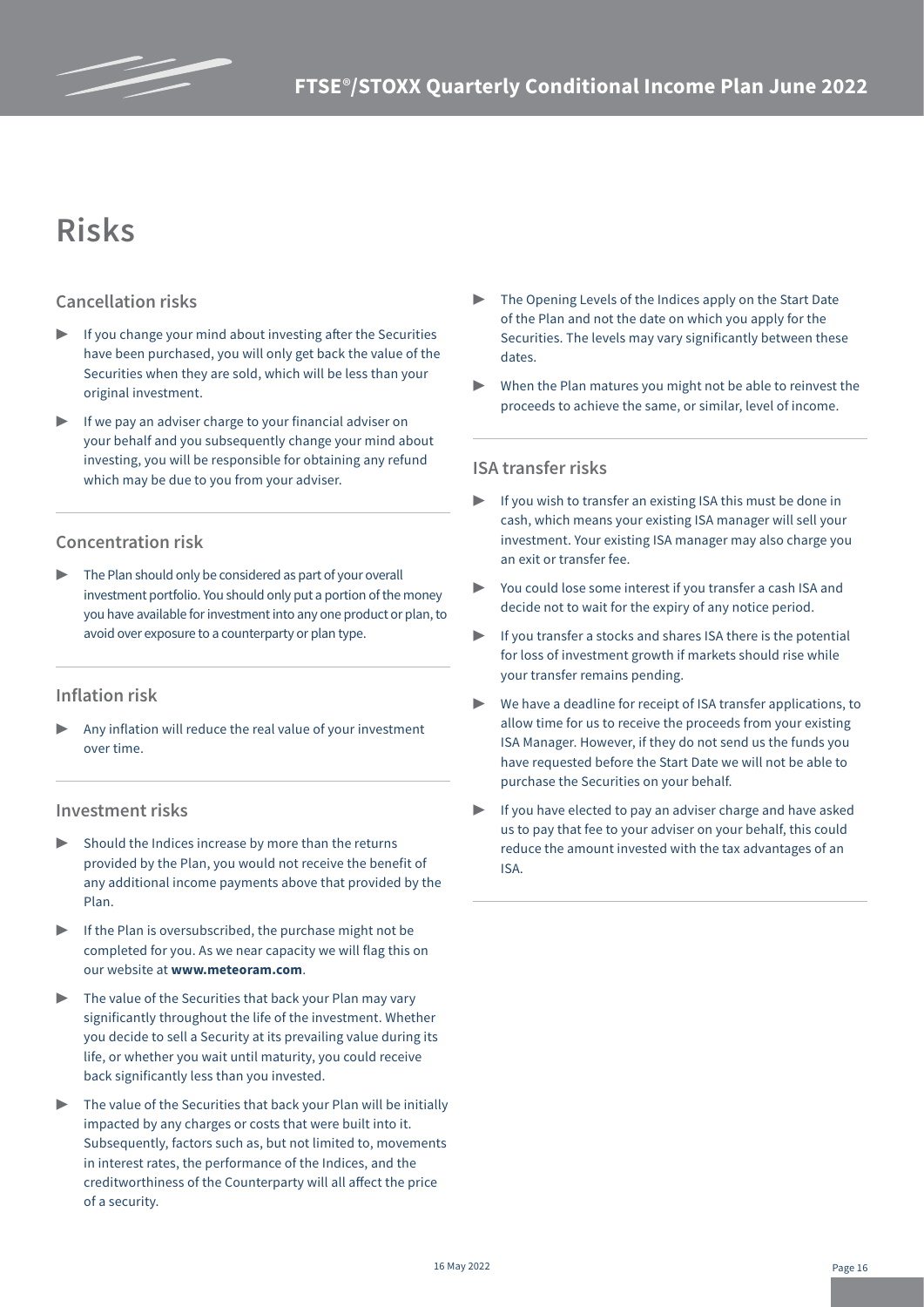# Risks

## Cancellation risks

- If you change your mind about investing after the Securities have been purchased, you will only get back the value of the Securities when they are sold, which will be less than your original investment.
- If we pay an adviser charge to your financial adviser on your behalf and you subsequently change your mind about investing, you will be responsible for obtaining any refund which may be due to you from your adviser.

## Concentration risk

- The Plan should only be considered as part of your overall investment portfolio. You should only put a portion of the money you have available for investment into any one product or plan, to avoid over exposure to a counterparty or plan type.

## Inflation risk

- Any inflation will reduce the real value of your investment over time.

## Investment risks

- Should the Indices increase by more than the returns provided by the Plan, you would not receive the benefit of any additional income payments above that provided by the Plan.
- If the Plan is oversubscribed, the purchase might not be completed for you. As we near capacity we will flag this on our website at **www.meteoram.com**.
- The value of the Securities that back your Plan may vary significantly throughout the life of the investment. Whether you decide to sell a Security at its prevailing value during its life, or whether you wait until maturity, you could receive back significantly less than you invested.
- The value of the Securities that back your Plan will be initially impacted by any charges or costs that were built into it. Subsequently, factors such as, but not limited to, movements in interest rates, the performance of the Indices, and the creditworthiness of the Counterparty will all affect the price of a security.
- The Opening Levels of the Indices apply on the Start Date of the Plan and not the date on which you apply for the Securities. The levels may vary significantly between these dates.
- When the Plan matures you might not be able to reinvest the proceeds to achieve the same, or similar, level of income.

## ISA transfer risks

- If you wish to transfer an existing ISA this must be done in cash, which means your existing ISA manager will sell your investment. Your existing ISA manager may also charge you an exit or transfer fee.
- You could lose some interest if you transfer a cash ISA and decide not to wait for the expiry of any notice period.
- If you transfer a stocks and shares ISA there is the potential for loss of investment growth if markets should rise while your transfer remains pending.
- We have a deadline for receipt of ISA transfer applications, to allow time for us to receive the proceeds from your existing ISA Manager. However, if they do not send us the funds you have requested before the Start Date we will not be able to purchase the Securities on your behalf.
- If you have elected to pay an adviser charge and have asked us to pay that fee to your adviser on your behalf, this could reduce the amount invested with the tax advantages of an ISA.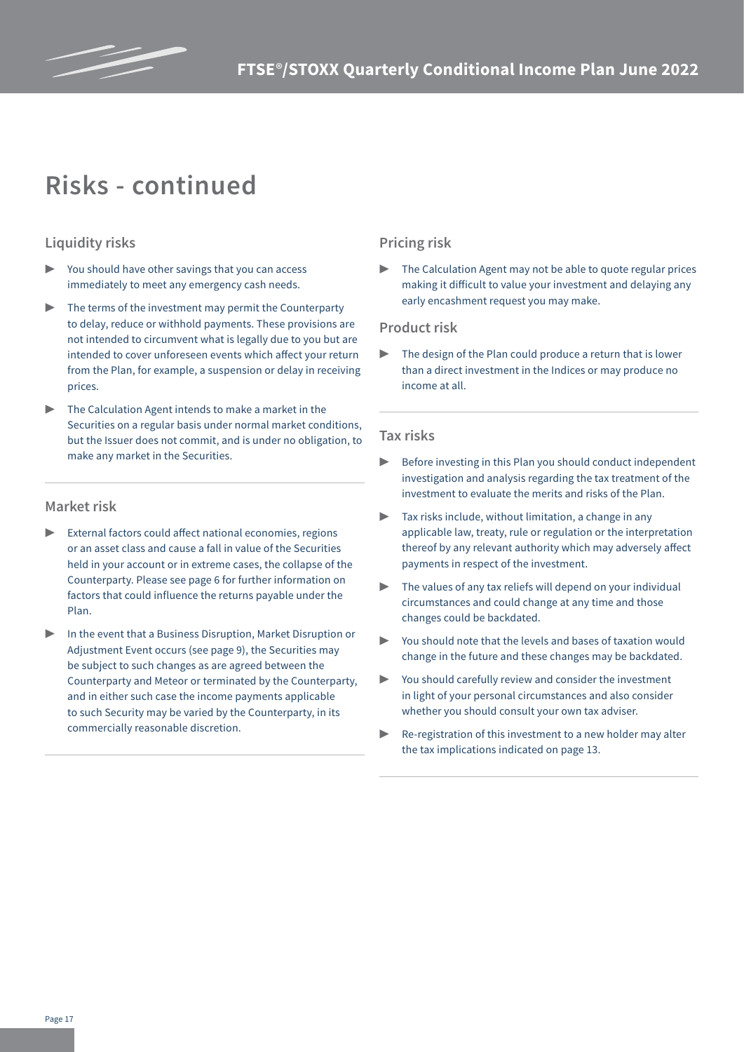# Risks - continued

## Liquidity risks

- You should have other savings that you can access immediately to meet any emergency cash needs.
- The terms of the investment may permit the Counterparty to delay, reduce or withhold payments. These provisions are not intended to circumvent what is legally due to you but are intended to cover unforeseen events which affect your return from the Plan, for example, a suspension or delay in receiving prices.
- The Calculation Agent intends to make a market in the Securities on a regular basis under normal market conditions, but the Issuer does not commit, and is under no obligation, to make any market in the Securities.

## Market risk

- External factors could affect national economies, regions or an asset class and cause a fall in value of the Securities held in your account or in extreme cases, the collapse of the Counterparty. Please see page 6 for further information on factors that could influence the returns payable under the Plan.
- In the event that a Business Disruption, Market Disruption or Adjustment Event occurs (see page 9), the Securities may be subject to such changes as are agreed between the Counterparty and Meteor or terminated by the Counterparty, and in either such case the income payments applicable to such Security may be varied by the Counterparty, in its commercially reasonable discretion.

## Pricing risk

- The Calculation Agent may not be able to quote regular prices making it difficult to value your investment and delaying any early encashment request you may make.

## Product risk

- The design of the Plan could produce a return that is lower than a direct investment in the Indices or may produce no income at all.

## Tax risks

- Before investing in this Plan you should conduct independent investigation and analysis regarding the tax treatment of the investment to evaluate the merits and risks of the Plan.
- Tax risks include, without limitation, a change in any applicable law, treaty, rule or regulation or the interpretation thereof by any relevant authority which may adversely affect payments in respect of the investment.
- The values of any tax reliefs will depend on your individual circumstances and could change at any time and those changes could be backdated.
- You should note that the levels and bases of taxation would change in the future and these changes may be backdated.
- You should carefully review and consider the investment in light of your personal circumstances and also consider whether you should consult your own tax adviser.
- Re-registration of this investment to a new holder may alter the tax implications indicated on page 13.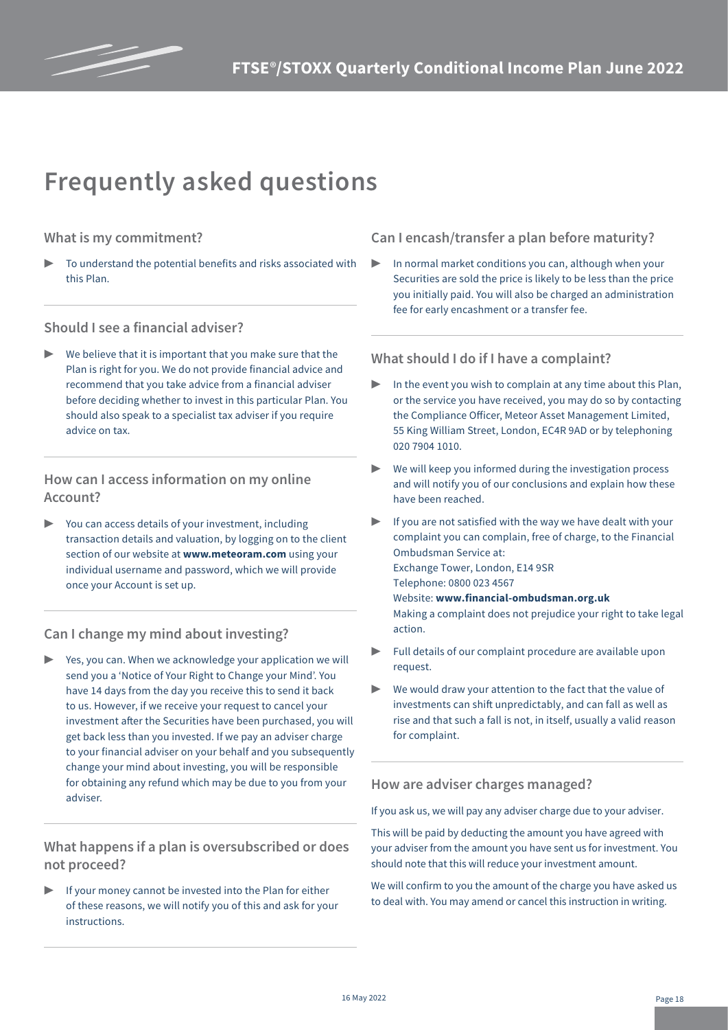# Frequently asked questions

### What is my commitment?

- To understand the potential benefits and risks associated with this Plan.

### Should I see a financial adviser?

- We believe that it is important that you make sure that the Plan is right for you. We do not provide financial advice and recommend that you take advice from a financial adviser before deciding whether to invest in this particular Plan. You should also speak to a specialist tax adviser if you require advice on tax.

### How can I access information on my online Account?

- You can access details of your investment, including transaction details and valuation, by logging on to the client section of our website at **www.meteoram.com** using your individual username and password, which we will provide once your Account is set up.

### Can I change my mind about investing?

- Yes, you can. When we acknowledge your application we will send you a 'Notice of Your Right to Change your Mind'. You have 14 days from the day you receive this to send it back to us. However, if we receive your request to cancel your investment after the Securities have been purchased, you will get back less than you invested. If we pay an adviser charge to your financial adviser on your behalf and you subsequently change your mind about investing, you will be responsible for obtaining any refund which may be due to you from your adviser.

### What happens if a plan is oversubscribed or does not proceed?

- If your money cannot be invested into the Plan for either of these reasons, we will notify you of this and ask for your instructions.

### Can I encash/transfer a plan before maturity?

- In normal market conditions you can, although when your Securities are sold the price is likely to be less than the price you initially paid. You will also be charged an administration fee for early encashment or a transfer fee.

### What should I do if I have a complaint?

- In the event you wish to complain at any time about this Plan, or the service you have received, you may do so by contacting the Compliance Officer, Meteor Asset Management Limited, 55 King William Street, London, EC4R 9AD or by telephoning 020 7904 1010.
- We will keep you informed during the investigation process and will notify you of our conclusions and explain how these have been reached.
- If you are not satisfied with the way we have dealt with your complaint you can complain, free of charge, to the Financial Ombudsman Service at:
  Exchange Tower, London, E14 9SR
  Telephone: 0800 023 4567
  Website: **www.financial-ombudsman.org.uk**
  Making a complaint does not prejudice your right to take legal action.
- Full details of our complaint procedure are available upon request.
- We would draw your attention to the fact that the value of investments can shift unpredictably, and can fall as well as rise and that such a fall is not, in itself, usually a valid reason for complaint.

### How are adviser charges managed?

If you ask us, we will pay any adviser charge due to your adviser.

This will be paid by deducting the amount you have agreed with your adviser from the amount you have sent us for investment. You should note that this will reduce your investment amount.

We will confirm to you the amount of the charge you have asked us to deal with. You may amend or cancel this instruction in writing.

16 May 2022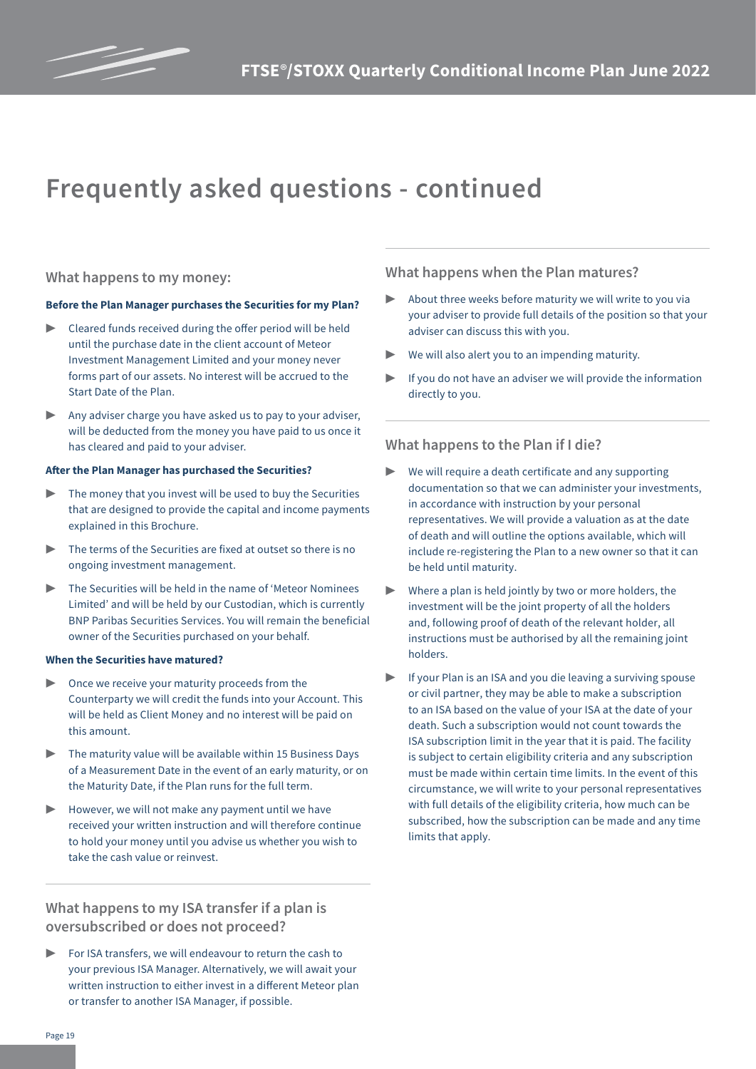# Frequently asked questions - continued

## What happens to my money:

**Before the Plan Manager purchases the Securities for my Plan?**

- Cleared funds received during the offer period will be held until the purchase date in the client account of Meteor Investment Management Limited and your money never forms part of our assets. No interest will be accrued to the Start Date of the Plan.
- Any adviser charge you have asked us to pay to your adviser, will be deducted from the money you have paid to us once it has cleared and paid to your adviser.

**After the Plan Manager has purchased the Securities?**

- The money that you invest will be used to buy the Securities that are designed to provide the capital and income payments explained in this Brochure.
- The terms of the Securities are fixed at outset so there is no ongoing investment management.
- The Securities will be held in the name of 'Meteor Nominees Limited' and will be held by our Custodian, which is currently BNP Paribas Securities Services. You will remain the beneficial owner of the Securities purchased on your behalf.

**When the Securities have matured?**

- Once we receive your maturity proceeds from the Counterparty we will credit the funds into your Account. This will be held as Client Money and no interest will be paid on this amount.
- The maturity value will be available within 15 Business Days of a Measurement Date in the event of an early maturity, or on the Maturity Date, if the Plan runs for the full term.
- However, we will not make any payment until we have received your written instruction and will therefore continue to hold your money until you advise us whether you wish to take the cash value or reinvest.

## What happens to my ISA transfer if a plan is oversubscribed or does not proceed?

- For ISA transfers, we will endeavour to return the cash to your previous ISA Manager. Alternatively, we will await your written instruction to either invest in a different Meteor plan or transfer to another ISA Manager, if possible.

## What happens when the Plan matures?

- About three weeks before maturity we will write to you via your adviser to provide full details of the position so that your adviser can discuss this with you.
- We will also alert you to an impending maturity.
- If you do not have an adviser we will provide the information directly to you.

## What happens to the Plan if I die?

- We will require a death certificate and any supporting documentation so that we can administer your investments, in accordance with instruction by your personal representatives. We will provide a valuation as at the date of death and will outline the options available, which will include re-registering the Plan to a new owner so that it can be held until maturity.
- Where a plan is held jointly by two or more holders, the investment will be the joint property of all the holders and, following proof of death of the relevant holder, all instructions must be authorised by all the remaining joint holders.
- If your Plan is an ISA and you die leaving a surviving spouse or civil partner, they may be able to make a subscription to an ISA based on the value of your ISA at the date of your death. Such a subscription would not count towards the ISA subscription limit in the year that it is paid. The facility is subject to certain eligibility criteria and any subscription must be made within certain time limits. In the event of this circumstance, we will write to your personal representatives with full details of the eligibility criteria, how much can be subscribed, how the subscription can be made and any time limits that apply.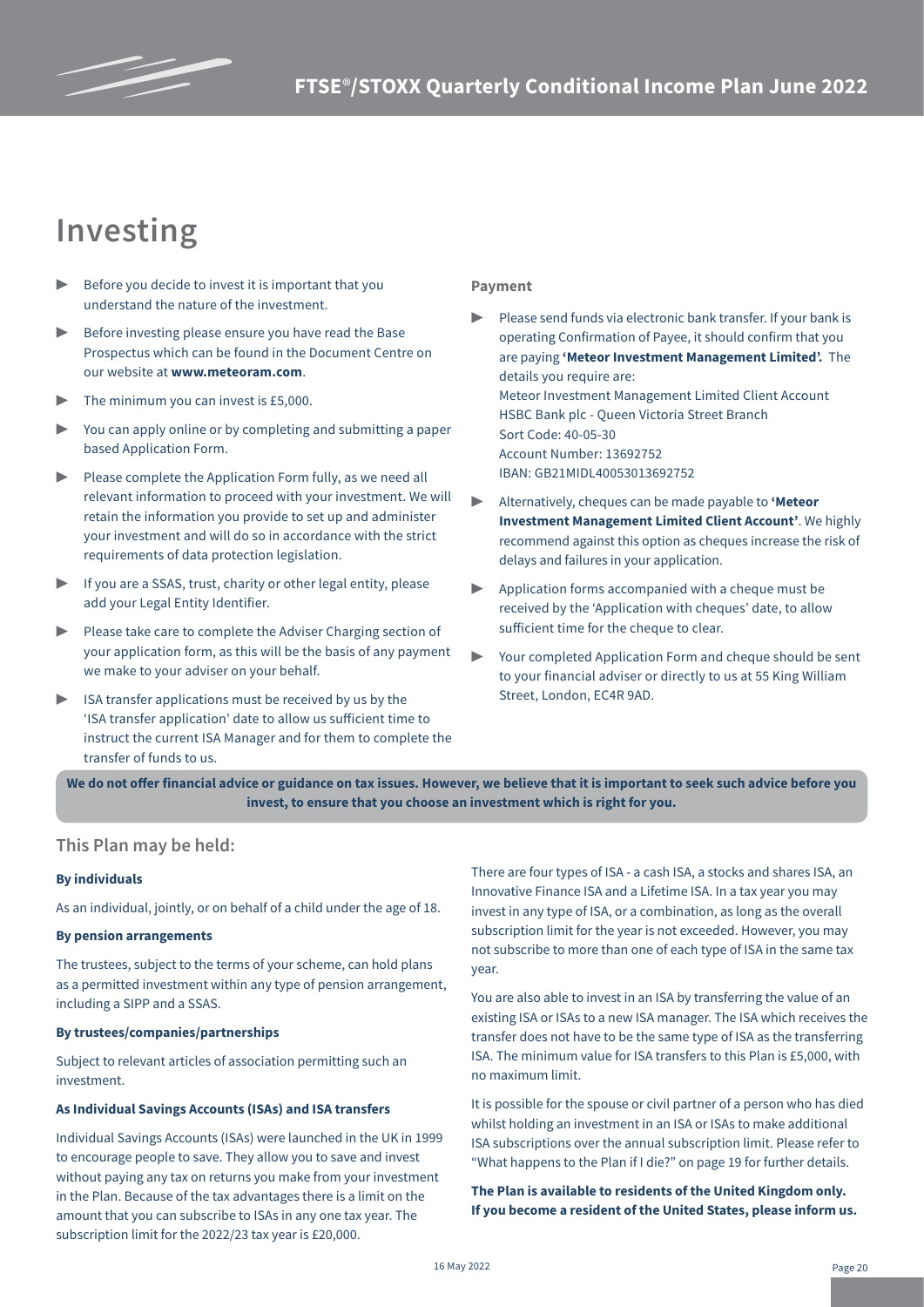# Investing

- Before you decide to invest it is important that you understand the nature of the investment.
- Before investing please ensure you have read the Base Prospectus which can be found in the Document Centre on our website at **www.meteoram.com**.
- The minimum you can invest is £5,000.
- You can apply online or by completing and submitting a paper based Application Form.
- Please complete the Application Form fully, as we need all relevant information to proceed with your investment. We will retain the information you provide to set up and administer your investment and will do so in accordance with the strict requirements of data protection legislation.
- If you are a SSAS, trust, charity or other legal entity, please add your Legal Entity Identifier.
- Please take care to complete the Adviser Charging section of your application form, as this will be the basis of any payment we make to your adviser on your behalf.
- ISA transfer applications must be received by us by the 'ISA transfer application' date to allow us sufficient time to instruct the current ISA Manager and for them to complete the transfer of funds to us.

### Payment

- Please send funds via electronic bank transfer. If your bank is operating Confirmation of Payee, it should confirm that you are paying **'Meteor Investment Management Limited'.** The details you require are:
  Meteor Investment Management Limited Client Account
  HSBC Bank plc - Queen Victoria Street Branch
  Sort Code: 40-05-30
  Account Number: 13692752
  IBAN: GB21MIDL40053013692752
- Alternatively, cheques can be made payable to **'Meteor Investment Management Limited Client Account'**. We highly recommend against this option as cheques increase the risk of delays and failures in your application.
- Application forms accompanied with a cheque must be received by the 'Application with cheques' date, to allow sufficient time for the cheque to clear.
- Your completed Application Form and cheque should be sent to your financial adviser or directly to us at 55 King William Street, London, EC4R 9AD.

**We do not offer financial advice or guidance on tax issues. However, we believe that it is important to seek such advice before you invest, to ensure that you choose an investment which is right for you.**

## This Plan may be held:

**By individuals**

As an individual, jointly, or on behalf of a child under the age of 18.

**By pension arrangements**

The trustees, subject to the terms of your scheme, can hold plans as a permitted investment within any type of pension arrangement, including a SIPP and a SSAS.

**By trustees/companies/partnerships**

Subject to relevant articles of association permitting such an investment.

**As Individual Savings Accounts (ISAs) and ISA transfers**

Individual Savings Accounts (ISAs) were launched in the UK in 1999 to encourage people to save. They allow you to save and invest without paying any tax on returns you make from your investment in the Plan. Because of the tax advantages there is a limit on the amount that you can subscribe to ISAs in any one tax year. The subscription limit for the 2022/23 tax year is £20,000.

There are four types of ISA - a cash ISA, a stocks and shares ISA, an Innovative Finance ISA and a Lifetime ISA. In a tax year you may invest in any type of ISA, or a combination, as long as the overall subscription limit for the year is not exceeded. However, you may not subscribe to more than one of each type of ISA in the same tax year.

You are also able to invest in an ISA by transferring the value of an existing ISA or ISAs to a new ISA manager. The ISA which receives the transfer does not have to be the same type of ISA as the transferring ISA. The minimum value for ISA transfers to this Plan is £5,000, with no maximum limit.

It is possible for the spouse or civil partner of a person who has died whilst holding an investment in an ISA or ISAs to make additional ISA subscriptions over the annual subscription limit. Please refer to "What happens to the Plan if I die?" on page 19 for further details.

**The Plan is available to residents of the United Kingdom only. If you become a resident of the United States, please inform us.**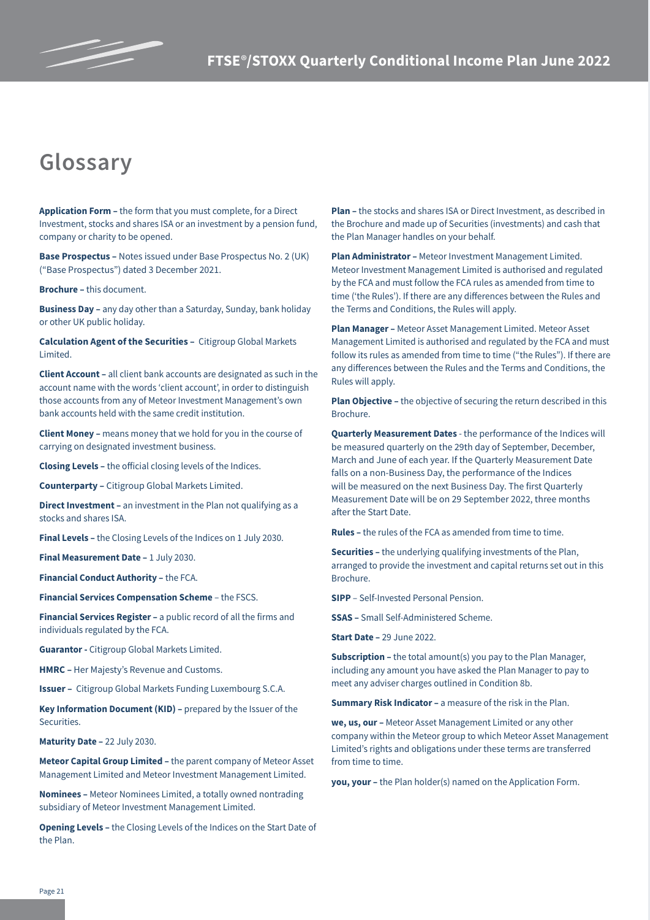# Glossary

**Application Form –** the form that you must complete, for a Direct Investment, stocks and shares ISA or an investment by a pension fund, company or charity to be opened.

**Base Prospectus –** Notes issued under Base Prospectus No. 2 (UK) ("Base Prospectus") dated 3 December 2021.

**Brochure –** this document.

**Business Day –** any day other than a Saturday, Sunday, bank holiday or other UK public holiday.

**Calculation Agent of the Securities –** Citigroup Global Markets Limited.

**Client Account –** all client bank accounts are designated as such in the account name with the words 'client account', in order to distinguish those accounts from any of Meteor Investment Management's own bank accounts held with the same credit institution.

**Client Money –** means money that we hold for you in the course of carrying on designated investment business.

**Closing Levels –** the official closing levels of the Indices.

**Counterparty –** Citigroup Global Markets Limited.

**Direct Investment –** an investment in the Plan not qualifying as a stocks and shares ISA.

**Final Levels –** the Closing Levels of the Indices on 1 July 2030.

**Final Measurement Date –** 1 July 2030.

**Financial Conduct Authority –** the FCA.

**Financial Services Compensation Scheme** – the FSCS.

**Financial Services Register –** a public record of all the firms and individuals regulated by the FCA.

**Guarantor -** Citigroup Global Markets Limited.

**HMRC –** Her Majesty's Revenue and Customs.

**Issuer –** Citigroup Global Markets Funding Luxembourg S.C.A.

**Key Information Document (KID) –** prepared by the Issuer of the Securities.

**Maturity Date –** 22 July 2030.

**Meteor Capital Group Limited –** the parent company of Meteor Asset Management Limited and Meteor Investment Management Limited.

**Nominees –** Meteor Nominees Limited, a totally owned nontrading subsidiary of Meteor Investment Management Limited.

**Opening Levels –** the Closing Levels of the Indices on the Start Date of the Plan.

**Plan –** the stocks and shares ISA or Direct Investment, as described in the Brochure and made up of Securities (investments) and cash that the Plan Manager handles on your behalf.

**Plan Administrator –** Meteor Investment Management Limited. Meteor Investment Management Limited is authorised and regulated by the FCA and must follow the FCA rules as amended from time to time ('the Rules'). If there are any differences between the Rules and the Terms and Conditions, the Rules will apply.

**Plan Manager –** Meteor Asset Management Limited. Meteor Asset Management Limited is authorised and regulated by the FCA and must follow its rules as amended from time to time ("the Rules"). If there are any differences between the Rules and the Terms and Conditions, the Rules will apply.

**Plan Objective –** the objective of securing the return described in this Brochure.

**Quarterly Measurement Dates** - the performance of the Indices will be measured quarterly on the 29th day of September, December, March and June of each year. If the Quarterly Measurement Date falls on a non-Business Day, the performance of the Indices will be measured on the next Business Day. The first Quarterly Measurement Date will be on 29 September 2022, three months after the Start Date.

**Rules –** the rules of the FCA as amended from time to time.

**Securities –** the underlying qualifying investments of the Plan, arranged to provide the investment and capital returns set out in this Brochure.

**SIPP** – Self-Invested Personal Pension.

**SSAS –** Small Self-Administered Scheme.

**Start Date –** 29 June 2022.

**Subscription –** the total amount(s) you pay to the Plan Manager, including any amount you have asked the Plan Manager to pay to meet any adviser charges outlined in Condition 8b.

**Summary Risk Indicator –** a measure of the risk in the Plan.

**we, us, our –** Meteor Asset Management Limited or any other company within the Meteor group to which Meteor Asset Management Limited's rights and obligations under these terms are transferred from time to time.

**you, your –** the Plan holder(s) named on the Application Form.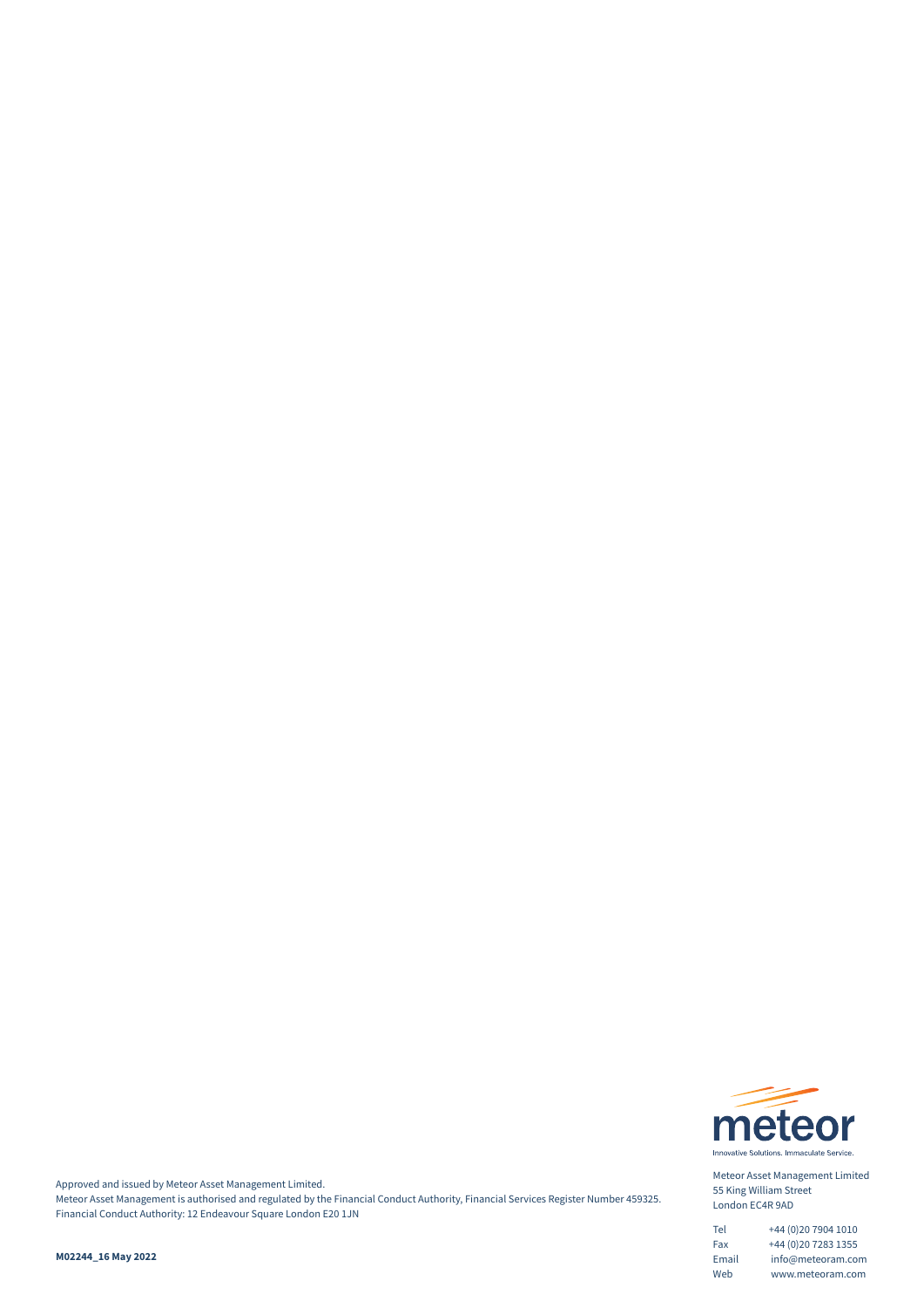meteor

Innovative Solutions. Immaculate Service.

Approved and issued by Meteor Asset Management Limited.
Meteor Asset Management is authorised and regulated by the Financial Conduct Authority, Financial Services Register Number 459325.
Financial Conduct Authority: 12 Endeavour Square London E20 1JN

**M02244_16 May 2022**

Meteor Asset Management Limited
55 King William Street
London EC4R 9AD

| | |
|---|---|
| Tel | +44 (0)20 7904 1010 |
| Fax | +44 (0)20 7283 1355 |
| Email | info@meteoram.com |
| Web | www.meteoram.com |